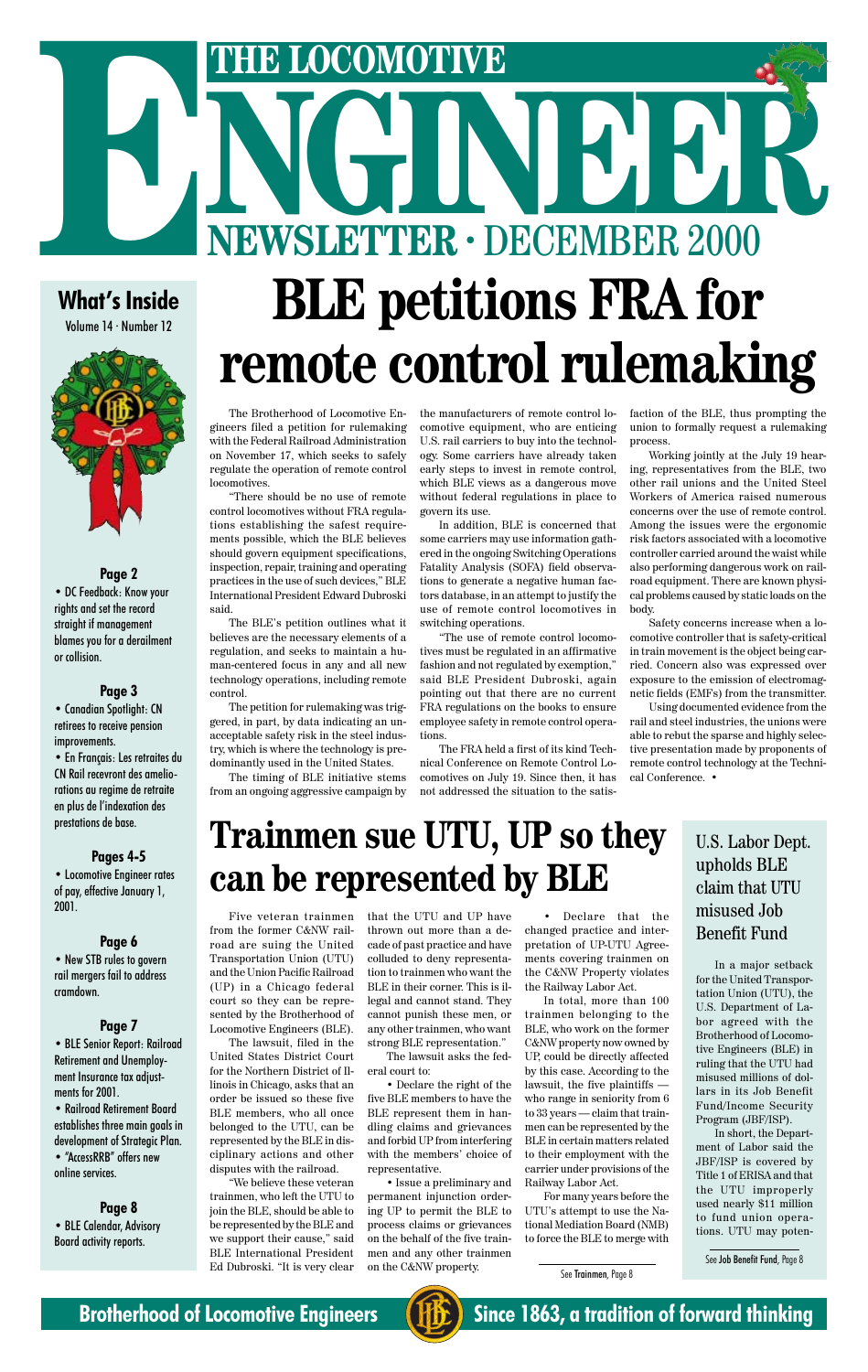# THE LOCOMOTIVE ENGINEER

## NEWSLETTER · DECEMBER 2000

### What's Inside

Volume 14 · Number 12

**Page 2**

- DC Feedback: Know your rights and set the record straight if management blames you for a derailment or collision.

**Page 3**

- Canadian Spotlight: CN retirees to receive pension improvements.
- En Français: Les retraites du CN Rail recevront des ameliorations au regime de retraite en plus de l'indexation des prestations de base.

**Pages 4-5**

- Locomotive Engineer rates of pay, effective January 1, 2001.

**Page 6**

- New STB rules to govern rail mergers fail to address cramdown.

**Page 7**

- BLE Senior Report: Railroad Retirement and Unemployment Insurance tax adjustments for 2001.
- Railroad Retirement Board establishes three main goals in development of Strategic Plan.
- "AccessRRB" offers new online services.

**Page 8**

- BLE Calendar, Advisory Board activity reports.

# BLE petitions FRA for remote control rulemaking

The Brotherhood of Locomotive Engineers filed a petition for rulemaking with the Federal Railroad Administration on November 17, which seeks to safely regulate the operation of remote control locomotives.

"There should be no use of remote control locomotives without FRA regulations establishing the safest requirements possible, which the BLE believes should govern equipment specifications, inspection, repair, training and operating practices in the use of such devices," BLE International President Edward Dubroski said.

The BLE's petition outlines what it believes are the necessary elements of a regulation, and seeks to maintain a human-centered focus in any and all new technology operations, including remote control.

The petition for rulemaking was triggered, in part, by data indicating an unacceptable safety risk in the steel industry, which is where the technology is predominantly used in the United States.

The timing of BLE initiative stems from an ongoing aggressive campaign by the manufacturers of remote control locomotive equipment, who are enticing U.S. rail carriers to buy into the technology. Some carriers have already taken early steps to invest in remote control, which BLE views as a dangerous move without federal regulations in place to govern its use.

In addition, BLE is concerned that some carriers may use information gathered in the ongoing Switching Operations Fatality Analysis (SOFA) field observations to generate a negative human factors database, in an attempt to justify the use of remote control locomotives in switching operations.

"The use of remote control locomotives must be regulated in an affirmative fashion and not regulated by exemption," said BLE President Dubroski, again pointing out that there are no current FRA regulations on the books to ensure employee safety in remote control operations.

The FRA held a first of its kind Technical Conference on Remote Control Locomotives on July 19. Since then, it has not addressed the situation to the satisfaction of the BLE, thus prompting the union to formally request a rulemaking process.

Working jointly at the July 19 hearing, representatives from the BLE, two other rail unions and the United Steel Workers of America raised numerous concerns over the use of remote control. Among the issues were the ergonomic risk factors associated with a locomotive controller carried around the waist while also performing dangerous work on railroad equipment. There are known physical problems caused by static loads on the body.

Safety concerns increase when a locomotive controller that is safety-critical in train movement is the object being carried. Concern also was expressed over exposure to the emission of electromagnetic fields (EMFs) from the transmitter.

Using documented evidence from the rail and steel industries, the unions were able to rebut the sparse and highly selective presentation made by proponents of remote control technology at the Technical Conference. •

# Trainmen sue UTU, UP so they can be represented by BLE

Five veteran trainmen from the former C&NW railroad are suing the United Transportation Union (UTU) and the Union Pacific Railroad (UP) in a Chicago federal court so they can be represented by the Brotherhood of Locomotive Engineers (BLE).

The lawsuit, filed in the United States District Court for the Northern District of Illinois in Chicago, asks that an order be issued so these five BLE members, who all once belonged to the UTU, can be represented by the BLE in disciplinary actions and other disputes with the railroad.

"We believe these veteran trainmen, who left the UTU to join the BLE, should be able to be represented by the BLE and we support their cause," said BLE International President Ed Dubroski. "It is very clear that the UTU and UP have thrown out more than a decade of past practice and have colluded to deny representation to trainmen who want the BLE in their corner. This is illegal and cannot stand. They cannot punish these men, or any other trainmen, who want strong BLE representation."

The lawsuit asks the federal court to:

• Declare the right of the five BLE members to have the BLE represent them in handling claims and grievances and forbid UP from interfering with the members' choice of representative.

• Issue a preliminary and permanent injunction ordering UP to permit the BLE to process claims or grievances on the behalf of the five trainmen and any other trainmen on the C&NW property.

• Declare that the changed practice and interpretation of UP-UTU Agreements covering trainmen on the C&NW Property violates the Railway Labor Act.

In total, more than 100 trainmen belonging to the BLE, who work on the former C&NW property now owned by UP, could be directly affected by this case. According to the lawsuit, the five plaintiffs — who range in seniority from 6 to 33 years — claim that trainmen can be represented by the BLE in certain matters related to their employment with the carrier under provisions of the Railway Labor Act.

For many years before the UTU's attempt to use the National Mediation Board (NMB) to force the BLE to merge with

See **Trainmen**, Page 8

## U.S. Labor Dept. upholds BLE claim that UTU misused Job Benefit Fund

In a major setback for the United Transportation Union (UTU), the U.S. Department of Labor agreed with the Brotherhood of Locomotive Engineers (BLE) in ruling that the UTU had misused millions of dollars in its Job Benefit Fund/Income Security Program (JBF/ISP).

In short, the Department of Labor said the JBF/ISP is covered by Title 1 of ERISA and that the UTU improperly used nearly $11 million to fund union operations. UTU may poten-

See **Job Benefit Fund**, Page 8

**Brotherhood of Locomotive Engineers** — **Since 1863, a tradition of forward thinking**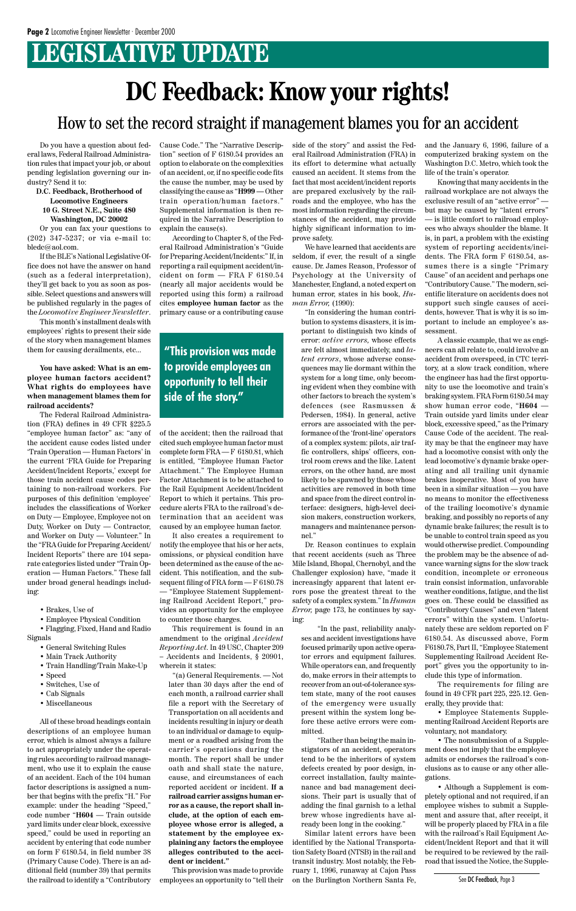# LEGISLATIVE UPDATE

# DC Feedback: Know your rights!

## How to set the record straight if management blames you for an accident

Do you have a question about federal laws, Federal Railroad Administration rules that impact your job, or about pending legislation governing our industry? Send it to:

**D.C. Feedback, Brotherhood of Locomotive Engineers**
**10 G. Street N.E., Suite 480**
**Washington, DC 20002**

Or you can fax your questions to (202) 347-5237; or via e-mail to: bledc@aol.com.

If the BLE's National Legislative Office does not have the answer on hand (such as a federal interpretation), they'll get back to you as soon as possible. Select questions and answers will be published regularly in the pages of the *Locomotive Engineer Newsletter*.

This month's installment deals with employees' rights to present their side of the story when management blames them for causing derailments, etc...

**You have asked: What is an employee human factors accident? What rights do employees have when management blames them for railroad accidents?**

The Federal Railroad Administration (FRA) defines in 49 CFR §225.5 "employee human factor" as: "any of the accident cause codes listed under 'Train Operation — Human Factors' in the current 'FRA Guide for Preparing Accident/Incident Reports,' except for those train accident cause codes pertaining to non-railroad workers. For purposes of this definition 'employee' includes the classifications of Worker on Duty — Employee, Employee not on Duty, Worker on Duty — Contractor, and Worker on Duty — Volunteer." In the "FRA Guide for Preparing Accident/Incident Reports" there are 104 separate categories listed under "Train Operation — Human Factors." These fall under broad general headings including:

- Brakes, Use of
- Employee Physical Condition
- Flagging, Fixed, Hand and Radio Signals
- General Switching Rules
- Main Track Authority
- Train Handling/Train Make-Up
- Speed
- Switches, Use of
- Cab Signals
- Miscellaneous

All of these broad headings contain descriptions of an employee human error, which is almost always a failure to act appropriately under the operating rules according to railroad management, who use it to explain the cause of an accident. Each of the 104 human factor descriptions is assigned a number that begins with the prefix "H." For example: under the heading "Speed," code number "**H604** — Train outside yard limits under clear block, excessive speed," could be used in reporting an accident by entering that code number on form F 6180.54, in field number 38 (Primary Cause Code). There is an additional field (number 39) that permits the railroad to identify a "Contributory Cause Code." The "Narrative Description" section of F 6180.54 provides an option to elaborate on the complexities of an accident, or, if no specific code fits the cause the number, may be used by classifying the cause as "**H999** — Other train operation/human factors." Supplemental information is then required in the Narrative Description to explain the cause(s).

According to Chapter 8, of the Federal Railroad Administration's "Guide for Preparing Accident/Incidents:" If, in reporting a rail equipment accident/incident on form — FRA F 6180.54 (nearly all major accidents would be reported using this form) a railroad cites **employee human factor** as the primary cause or a contributing cause of the accident; then the railroad that cited such employee human factor must complete form FRA — F 6180.81, which is entitled, "Employee Human Factor Attachment." The Employee Human Factor Attachment is to be attached to the Rail Equipment Accident/Incident Report to which it pertains. This procedure alerts FRA to the railroad's determination that an accident was caused by an employee human factor.

**"This provision was made to provide employees an opportunity to tell their side of the story."**

It also creates a requirement to notify the employee that his or her acts, omissions, or physical condition have been determined as the cause of the accident. This notification, and the subsequent filing of FRA form — F 6180.78 — "Employee Statement Supplementing Railroad Accident Report," provides an opportunity for the employee to counter those charges.

This requirement is found in an amendment to the original *Accident Reporting Act*. In 49 USC, Chapter 209 – Accidents and Incidents, § 20901, wherein it states:

"(a) General Requirements. — Not later than 30 days after the end of each month, a railroad carrier shall file a report with the Secretary of Transportation on all accidents and incidents resulting in injury or death to an individual or damage to equipment or a roadbed arising from the carrier's operations during the month. The report shall be under oath and shall state the nature, cause, and circumstances of each reported accident or incident. **If a railroad carrier assigns human error as a cause, the report shall include, at the option of each employee whose error is alleged, a statement by the employee explaining any factors the employee alleges contributed to the accident or incident.**"

This provision was made to provide employees an opportunity to "tell their side of the story" and assist the Federal Railroad Administration (FRA) in its effort to determine what actually caused an accident. It stems from the fact that most accident/incident reports are prepared exclusively by the railroads and the employee, who has the most information regarding the circumstances of the accident, may provide highly significant information to improve safety.

We have learned that accidents are seldom, if ever, the result of a single cause. Dr. James Reason, Professor of Psychology at the University of Manchester, England, a noted expert on human error, states in his book, *Human Error,* (1990):

"In considering the human contribution to systems disasters, it is important to distinguish two kinds of error: *active errors,* whose effects are felt almost immediately, and *latent errors*, whose adverse consequences may lie dormant within the system for a long time, only becoming evident when they combine with other factors to breach the system's defences (see Rasmussen & Pedersen, 1984). In general, active errors are associated with the performance of the 'front-line' operators of a complex system: pilots, air traffic controllers, ships' officers, control room crews and the like. Latent errors, on the other hand, are most likely to be spawned by those whose activities are removed in both time and space from the direct control interface: designers, high-level decision makers, construction workers, managers and maintenance personnel."

Dr. Reason continues to explain that recent accidents (such as Three Mile Island, Bhopal, Chernobyl, and the Challenger explosion) have, "made it increasingly apparent that latent errors pose the greatest threat to the safety of a complex system." In *Human Error,* page 173, he continues by saying:

"In the past, reliability analyses and accident investigations have focused primarily upon active operator errors and equipment failures. While operators can, and frequently do, make errors in their attempts to recover from an out-of-tolerance system state, many of the root causes of the emergency were usually present within the system long before these active errors were committed.

"Rather than being the main instigators of an accident, operators tend to be the inheritors of system defects created by poor design, incorrect installation, faulty maintenance and bad management decisions. Their part is usually that of adding the final garnish to a lethal brew whose ingredients have already been long in the cooking."

Similar latent errors have been identified by the National Transportation Safety Board (NTSB) in the rail and transit industry. Most notably, the February 1, 1996, runaway at Cajon Pass on the Burlington Northern Santa Fe, and the January 6, 1996, failure of a computerized braking system on the Washington D.C. Metro, which took the life of the train's operator.

Knowing that many accidents in the railroad workplace are not always the exclusive result of an "active error" — but may be caused by "latent errors" — is little comfort to railroad employees who always shoulder the blame. It is, in part, a problem with the existing system of reporting accidents/incidents. The FRA form F 6180.54, assumes there is a single "Primary Cause" of an accident and perhaps one "Contributory Cause." The modern, scientific literature on accidents does not support such single causes of accidents, however. That is why it is so important to include an employee's assessment.

A classic example, that we as engineers can all relate to, could involve an accident from overspeed, in CTC territory, at a slow track condition, where the engineer has had the first opportunity to use the locomotive and train's braking system. FRA Form 6180.54 may show human error code, "**H604** — Train outside yard limits under clear block, excessive speed," as the Primary Cause Code of the accident. The reality may be that the engineer may have had a locomotive consist with only the lead locomotive's dynamic brake operating and all trailing unit dynamic brakes inoperative. Most of you have been in a similar situation — you have no means to monitor the effectiveness of the trailing locomotive's dynamic braking, and possibly no reports of any dynamic brake failures; the result is to be unable to control train speed as you would otherwise predict. Compounding the problem may be the absence of advance warning signs for the slow track condition, incomplete or erroneous train consist information, unfavorable weather conditions, fatigue, and the list goes on. These could be classified as "Contributory Causes" and even "latent errors" within the system. Unfortunately these are seldom reported on F 6180.54. As discussed above, Form F6180.78, Part II, "Employee Statement Supplementing Railroad Accident Report" gives you the opportunity to include this type of information.

The requirements for filing are found in 49 CFR part 225, 225.12. Generally, they provide that:

- Employee Statements Supplementing Railroad Accident Reports are voluntary, not mandatory.
- The nonsubmission of a Supplement does not imply that the employee admits or endorses the railroad's conclusions as to cause or any other allegations.
- Although a Supplement is completely optional and not required, if an employee wishes to submit a Supplement and assure that, after receipt, it will be properly placed by FRA in a file with the railroad's Rail Equipment Accident/Incident Report and that it will be required to be reviewed by the railroad that issued the Notice, the Supple-

See DC Feedback, Page 3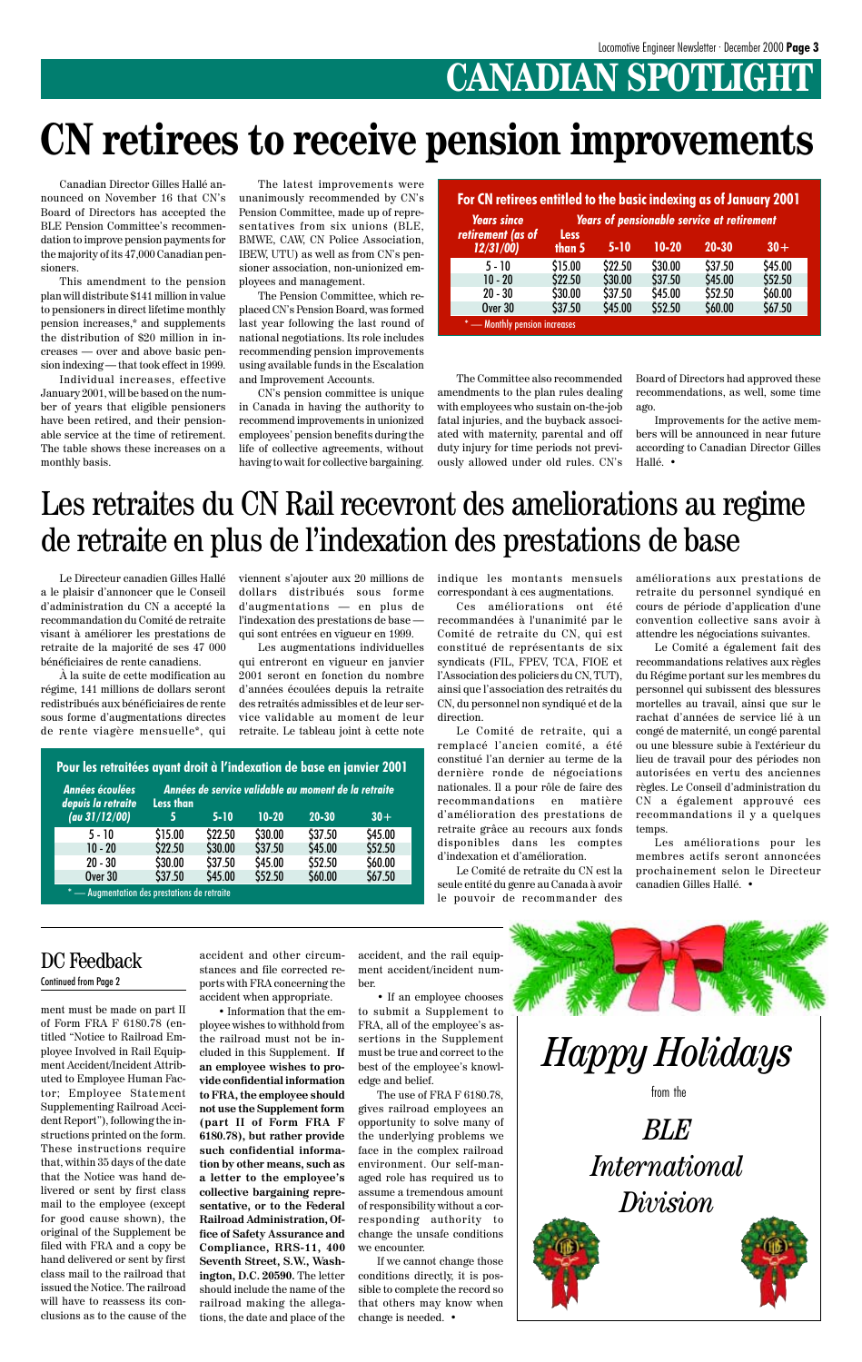# CANADIAN SPOTLIGHT

# CN retirees to receive pension improvements

Canadian Director Gilles Hallé announced on November 16 that CN's Board of Directors has accepted the BLE Pension Committee's recommendation to improve pension payments for the majority of its 47,000 Canadian pensioners.

This amendment to the pension plan will distribute $141 million in value to pensioners in direct lifetime monthly pension increases,* and supplements the distribution of $20 million in increases — over and above basic pension indexing — that took effect in 1999.

Individual increases, effective January 2001, will be based on the number of years that eligible pensioners have been retired, and their pensionable service at the time of retirement. The table shows these increases on a monthly basis.

The latest improvements were unanimously recommended by CN's Pension Committee, made up of representatives from six unions (BLE, BMWE, CAW, CN Police Association, IBEW, UTU) as well as from CN's pensioner association, non-unionized employees and management.

The Pension Committee, which replaced CN's Pension Board, was formed last year following the last round of national negotiations. Its role includes recommending pension improvements using available funds in the Escalation and Improvement Accounts.

CN's pension committee is unique in Canada in having the authority to recommend improvements in unionized employees' pension benefits during the life of collective agreements, without having to wait for collective bargaining.

**For CN retirees entitled to the basic indexing as of January 2001**

| Years since retirement (as of 12/31/00) | Years of pensionable service at retirement | | | | |
|---|---|---|---|---|---|
| | Less than 5 | 5-10 | 10-20 | 20-30 | 30+ |
| 5 - 10 | $15.00 | $22.50 | $30.00 | $37.50 | $45.00 |
| 10 - 20 | $22.50 | $30.00 | $37.50 | $45.00 | $52.50 |
| 20 - 30 | $30.00 | $37.50 | $45.00 | $52.50 | $60.00 |
| Over 30 | $37.50 | $45.00 | $52.50 | $60.00 | $67.50 |

\* — Monthly pension increases

The Committee also recommended amendments to the plan rules dealing with employees who sustain on-the-job fatal injuries, and the buyback associated with maternity, parental and off duty injury for time periods not previously allowed under old rules. CN's Board of Directors had approved these recommendations, as well, some time ago.

Improvements for the active members will be announced in near future according to Canadian Director Gilles Hallé. •

# Les retraites du CN Rail recevront des ameliorations au regime de retraite en plus de l'indexation des prestations de base

Le Directeur canadien Gilles Hallé a le plaisir d'annoncer que le Conseil d'administration du CN a accepté la recommandation du Comité de retraite visant à améliorer les prestations de retraite de la majorité de ses 47 000 bénéficiaires de rente canadiens.

À la suite de cette modification au régime, 141 millions de dollars seront redistribués aux bénéficiaires de rente sous forme d'augmentations directes de rente viagère mensuelle*, qui viennent s'ajouter aux 20 millions de dollars distribués sous forme d'augmentations — en plus de l'indexation des prestations de base — qui sont entrées en vigueur en 1999.

Les augmentations individuelles qui entreront en vigueur en janvier 2001 seront en fonction du nombre d'années écoulées depuis la retraite des retraités admissibles et de leur service validable au moment de leur retraite. Le tableau joint à cette note indique les montants mensuels correspondant à ces augmentations.

Ces améliorations ont été recommandées à l'unanimité par le Comité de retraite du CN, qui est constitué de représentants de six syndicats (FIL, FPEV, TCA, FIOE et l'Association des policiers du CN, TUT), ainsi que l'association des retraités du CN, du personnel non syndiqué et de la direction.

Le Comité de retraite, qui a remplacé l'ancien comité, a été constitué l'an dernier au terme de la dernière ronde de négociations nationales. Il a pour rôle de faire des recommandations en matière d'amélioration des prestations de retraite grâce au recours aux fonds disponibles dans les comptes d'indexation et d'amélioration.

Le Comité de retraite du CN est la seule entité du genre au Canada à avoir le pouvoir de recommander des améliorations aux prestations de retraite du personnel syndiqué en cours de période d'application d'une convention collective sans avoir à attendre les négociations suivantes.

Le Comité a également fait des recommandations relatives aux règles du Régime portant sur les membres du personnel qui subissent des blessures mortelles au travail, ainsi que sur le rachat d'années de service lié à un congé de maternité, un congé parental ou une blessure subie à l'extérieur du lieu de travail pour des périodes non autorisées en vertu des anciennes règles. Le Conseil d'administration du CN a également approuvé ces recommandations il y a quelques temps.

Les améliorations pour les membres actifs seront annoncées prochainement selon le Directeur canadien Gilles Hallé. •

**Pour les retraitées ayant droit à l'indexation de base en janvier 2001**

| Années écoulées depuis la retraite (au 31/12/00) | Années de service validable au moment de la retraite | | | | |
|---|---|---|---|---|---|
| | Less than 5 | 5-10 | 10-20 | 20-30 | 30+ |
| 5 - 10 | $15.00 | $22.50 | $30.00 | $37.50 | $45.00 |
| 10 - 20 | $22.50 | $30.00 | $37.50 | $45.00 | $52.50 |
| 20 - 30 | $30.00 | $37.50 | $45.00 | $52.50 | $60.00 |
| Over 30 | $37.50 | $45.00 | $52.50 | $60.00 | $67.50 |

\* — Augmentation des prestations de retraite

## DC Feedback

Continued from Page 2

ment must be made on part II of Form FRA F 6180.78 (entitled "Notice to Railroad Employee Involved in Rail Equipment Accident/Incident Attributed to Employee Human Factor; Employee Statement Supplementing Railroad Accident Report"), following the instructions printed on the form. These instructions require that, within 35 days of the date that the Notice was hand delivered or sent by first class mail to the employee (except for good cause shown), the original of the Supplement be filed with FRA and a copy be hand delivered or sent by first class mail to the railroad that issued the Notice. The railroad will have to reassess its conclusions as to the cause of the accident and other circumstances and file corrected reports with FRA concerning the accident when appropriate.

• Information that the employee wishes to withhold from the railroad must not be included in this Supplement. **If an employee wishes to provide confidential information to FRA, the employee should not use the Supplement form (part II of Form FRA F 6180.78), but rather provide such confidential information by other means, such as a letter to the employee's collective bargaining representative, or to the Federal Railroad Administration, Office of Safety Assurance and Compliance, RRS-11, 400 Seventh Street, S.W., Washington, D.C. 20590.** The letter should include the name of the railroad making the allegations, the date and place of the accident, and the rail equipment accident/incident number.

• If an employee chooses to submit a Supplement to FRA, all of the employee's assertions in the Supplement must be true and correct to the best of the employee's knowledge and belief.

The use of FRA F 6180.78, gives railroad employees an opportunity to solve many of the underlying problems we face in the complex railroad environment. Our self-managed role has required us to assume a tremendous amount of responsibility without a corresponding authority to change the unsafe conditions we encounter.

If we cannot change those conditions directly, it is possible to complete the record so that others may know when change is needed. •

*Happy Holidays*

from the

*BLE International Division*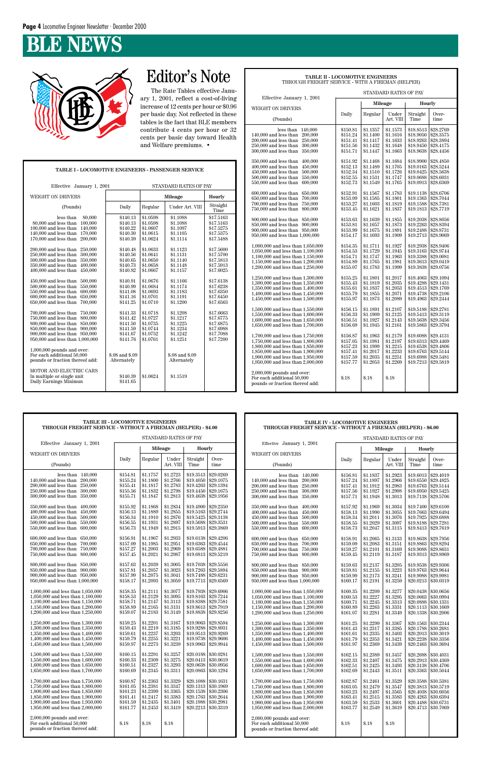# BLE NEWS

# Editor's Note

The Rate Tables effective January 1, 2001, reflect a cost-of-living increase of 12 cents per hour or $0.96 per basic day. Not reflected in these tables is the fact that BLE members contribute 4 cents per hour or 32 cents per basic day toward Health and Welfare premiums. •

**TABLE I - LOCOMOTIVE ENGINEERS - PASSENGER SERVICE**

Effective January 1, 2001 — STANDARD RATES OF PAY

| WEIGHT ON DRIVERS (Pounds) | Daily | Mileage | | Hourly |
|---|---|---|---|---|
| | | Regular | Under Art. VIII | Straight Time |
| less than 80,000 | $140.13 | $1.0598 | $1.1088 | $17.5163 |
| 80,000 and less than 100,000 | $140.13 | $1.0598 | $1.1088 | $17.5163 |
| 100,000 and less than 140,000 | $140.22 | $1.0607 | $1.1097 | $17.5275 |
| 140,000 and less than 170,000 | $140.30 | $1.0615 | $1.1105 | $17.5375 |
| 170,000 and less than 200,000 | $140.39 | $1.0624 | $1.1114 | $17.5488 |
| 200,000 and less than 250,000 | $140.48 | $1.0633 | $1.1123 | $17.5600 |
| 250,000 and less than 300,000 | $140.56 | $1.0641 | $1.1131 | $17.5700 |
| 300,000 and less than 350,000 | $140.65 | $1.0650 | $1.1140 | $17.5813 |
| 350,000 and less than 400,000 | $140.73 | $1.0658 | $1.1148 | $17.5913 |
| 400,000 and less than 450,000 | $140.82 | $1.0667 | $1.1157 | $17.6025 |
| 450,000 and less than 500,000 | $140.91 | $1.0676 | $1.1166 | $17.6138 |
| 500,000 and less than 550,000 | $140.99 | $1.0684 | $1.1174 | $17.6238 |
| 550,000 and less than 600,000 | $141.08 | $1.0693 | $1.1183 | $17.6350 |
| 600,000 and less than 650,000 | $141.16 | $1.0701 | $1.1191 | $17.6450 |
| 650,000 and less than 700,000 | $141.25 | $1.0710 | $1.1200 | $17.6563 |
| 700,000 and less than 750,000 | $141.33 | $1.0718 | $1.1208 | $17.6663 |
| 750,000 and less than 800,000 | $141.42 | $1.0727 | $1.1217 | $17.6775 |
| 800,000 and less than 850,000 | $141.50 | $1.0735 | $1.1225 | $17.6875 |
| 850,000 and less than 900,000 | $141.59 | $1.0744 | $1.1234 | $17.6988 |
| 900,000 and less than 950,000 | $141.67 | $1.0752 | $1.1242 | $17.7088 |
| 950,000 and less than 1,000,000 | $141.76 | $1.0761 | $1.1251 | $17.7200 |
| 1,000,000 pounds and over: For each additional 50,000 pounds or fraction thereof add: | $.08 and $.09 Alternately | | $.08 and $.09 Alternately | |
| MOTOR AND ELECTRIC CARS In multiple or single unit | $140.39 | $1.0624 | $1.1519 | |
| Daily Earnings Minimum | $141.65 | | | |

**TABLE II - LOCOMOTIVE ENGINEERS**
THROUGH FREIGHT SERVICE - WITH A FIREMAN (HELPER)

Effective January 1, 2001 — STANDARD RATES OF PAY

| WEIGHT ON DRIVERS (Pounds) | Daily | Mileage | | Hourly | |
|---|---|---|---|---|---|
| | | Regular | Under Art. VIII | Straight Time | Over-time |
| less than 140,000 | $150.81 | $1.1357 | $1.1573 | $18.8513 | $28.2769 |
| 140,000 and less than 200,000 | $151.24 | $1.1400 | $1.1616 | $18.9050 | $28.3575 |
| 200,000 and less than 250,000 | $151.41 | $1.1417 | $1.1633 | $18.9263 | $28.3894 |
| 250,000 and less than 300,000 | $151.56 | $1.1432 | $1.1648 | $18.9450 | $28.4175 |
| 300,000 and less than 350,000 | $151.71 | $1.1447 | $1.1663 | $18.9638 | $28.4456 |
| 350,000 and less than 400,000 | $151.92 | $1.1468 | $1.1684 | $18.9900 | $28.4850 |
| 400,000 and less than 450,000 | $152.13 | $1.1489 | $1.1705 | $19.0163 | $28.5244 |
| 450,000 and less than 500,000 | $152.34 | $1.1510 | $1.1726 | $19.0425 | $28.5638 |
| 500,000 and less than 550,000 | $152.55 | $1.1531 | $1.1747 | $19.0688 | $28.6031 |
| 550,000 and less than 600,000 | $152.73 | $1.1549 | $1.1765 | $19.0913 | $28.6369 |
| 600,000 and less than 650,000 | $152.91 | $1.1567 | $1.1783 | $19.1138 | $28.6706 |
| 650,000 and less than 700,000 | $153.09 | $1.1585 | $1.1801 | $19.1363 | $28.7044 |
| 700,000 and less than 750,000 | $153.27 | $1.1603 | $1.1819 | $19.1588 | $28.7381 |
| 750,000 and less than 800,000 | $153.45 | $1.1621 | $1.1837 | $19.1813 | $28.7719 |
| 800,000 and less than 850,000 | $153.63 | $1.1639 | $1.1855 | $19.2038 | $28.8056 |
| 850,000 and less than 900,000 | $153.81 | $1.1657 | $1.1873 | $19.2263 | $28.8394 |
| 900,000 and less than 950,000 | $153.99 | $1.1675 | $1.1891 | $19.2488 | $28.8731 |
| 950,000 and less than 1,000,000 | $154.17 | $1.1693 | $1.1909 | $19.2713 | $28.9069 |
| 1,000,000 and less than 1,050,000 | $154.35 | $1.1711 | $1.1927 | $19.2938 | $28.9406 |
| 1,050,000 and less than 1,100,000 | $154.53 | $1.1729 | $1.1945 | $19.3163 | $28.9744 |
| 1,100,000 and less than 1,150,000 | $154.71 | $1.1747 | $1.1963 | $19.3388 | $29.0081 |
| 1,150,000 and less than 1,200,000 | $154.89 | $1.1765 | $1.1981 | $19.3613 | $29.0419 |
| 1,200,000 and less than 1,250,000 | $155.07 | $1.1783 | $1.1999 | $19.3838 | $29.0756 |
| 1,250,000 and less than 1,300,000 | $155.25 | $1.1801 | $1.2017 | $19.4063 | $29.1094 |
| 1,300,000 and less than 1,350,000 | $155.43 | $1.1819 | $1.2035 | $19.4288 | $29.1431 |
| 1,350,000 and less than 1,400,000 | $155.61 | $1.1837 | $1.2053 | $19.4513 | $29.1769 |
| 1,400,000 and less than 1,450,000 | $155.79 | $1.1855 | $1.2071 | $19.4738 | $29.2106 |
| 1,450,000 and less than 1,500,000 | $155.97 | $1.1873 | $1.2089 | $19.4963 | $29.2444 |
| 1,500,000 and less than 1,550,000 | $156.15 | $1.1891 | $1.2107 | $19.5188 | $29.2781 |
| 1,550,000 and less than 1,600,000 | $156.33 | $1.1909 | $1.2125 | $19.5413 | $29.3119 |
| 1,600,000 and less than 1,650,000 | $156.51 | $1.1927 | $1.2143 | $19.5638 | $29.3456 |
| 1,650,000 and less than 1,700,000 | $156.69 | $1.1945 | $1.2161 | $19.5863 | $29.3794 |
| 1,700,000 and less than 1,750,000 | $156.87 | $1.1963 | $1.2179 | $19.6088 | $29.4131 |
| 1,750,000 and less than 1,800,000 | $157.05 | $1.1981 | $1.2197 | $19.6313 | $29.4469 |
| 1,800,000 and less than 1,850,000 | $157.23 | $1.1999 | $1.2215 | $19.6538 | $29.4806 |
| 1,850,000 and less than 1,900,000 | $157.41 | $1.2017 | $1.2233 | $19.6763 | $29.5144 |
| 1,900,000 and less than 1,950,000 | $157.59 | $1.2035 | $1.2251 | $19.6988 | $29.5481 |
| 1,950,000 and less than 2,000,000 | $157.77 | $1.2053 | $1.2269 | $19.7213 | $29.5819 |
| 2,000,000 pounds and over: For each additional 50,000 pounds or fraction thereof add: | $.18 | $.18 | $.18 | | |

**TABLE III - LOCOMOTIVE ENGINEERS**
THROUGH FREIGHT SERVICE - WITHOUT A FIREMAN (HELPER) - $4.00

Effective January 1, 2001 — STANDARD RATES OF PAY

| WEIGHT ON DRIVERS (Pounds) | Daily | Mileage | | Hourly | |
|---|---|---|---|---|---|
| | | Regular | Under Art. VIII | Straight Time | Over-time |
| less than 140,000 | $154.81 | $1.1757 | $1.2723 | $19.3513 | $29.0269 |
| 140,000 and less than 200,000 | $155.24 | $1.1800 | $1.2766 | $19.4050 | $29.1075 |
| 200,000 and less than 250,000 | $155.41 | $1.1817 | $1.2783 | $19.4263 | $29.1394 |
| 250,000 and less than 300,000 | $155.56 | $1.1832 | $1.2798 | $19.4450 | $29.1675 |
| 300,000 and less than 350,000 | $155.71 | $1.1847 | $1.2813 | $19.4638 | $29.1956 |
| 350,000 and less than 400,000 | $155.92 | $1.1868 | $1.2834 | $19.4900 | $29.2350 |
| 400,000 and less than 450,000 | $156.13 | $1.1889 | $1.2855 | $19.5163 | $29.2744 |
| 450,000 and less than 500,000 | $156.34 | $1.1910 | $1.2876 | $19.5425 | $29.3138 |
| 500,000 and less than 550,000 | $156.55 | $1.1931 | $1.2897 | $19.5688 | $29.3531 |
| 550,000 and less than 600,000 | $156.73 | $1.1949 | $1.2915 | $19.5913 | $29.3869 |
| 600,000 and less than 650,000 | $156.91 | $1.1967 | $1.2933 | $19.6138 | $29.4206 |
| 650,000 and less than 700,000 | $157.09 | $1.1985 | $1.2951 | $19.6363 | $29.4544 |
| 700,000 and less than 750,000 | $157.27 | $1.2003 | $1.2969 | $19.6588 | $29.4881 |
| 750,000 and less than 800,000 | $157.45 | $1.2021 | $1.2987 | $19.6813 | $29.5219 |
| 800,000 and less than 850,000 | $157.63 | $1.2039 | $1.3005 | $19.7038 | $29.5556 |
| 850,000 and less than 900,000 | $157.81 | $1.2057 | $1.3023 | $19.7263 | $29.5894 |
| 900,000 and less than 950,000 | $157.99 | $1.2075 | $1.3041 | $19.7488 | $29.6231 |
| 950,000 and less than 1,000,000 | $158.17 | $1.2093 | $1.3059 | $19.7713 | $29.6569 |
| 1,000,000 and less than 1,050,000 | $158.35 | $1.2111 | $1.3077 | $19.7938 | $29.6906 |
| 1,050,000 and less than 1,100,000 | $158.53 | $1.2129 | $1.3095 | $19.8163 | $29.7244 |
| 1,100,000 and less than 1,150,000 | $158.71 | $1.2147 | $1.3113 | $19.8388 | $29.7581 |
| 1,150,000 and less than 1,200,000 | $158.89 | $1.2165 | $1.3131 | $19.8613 | $29.7919 |
| 1,200,000 and less than 1,250,000 | $159.07 | $1.2183 | $1.3149 | $19.8838 | $29.8256 |
| 1,250,000 and less than 1,300,000 | $159.25 | $1.2201 | $1.3167 | $19.9063 | $29.8594 |
| 1,300,000 and less than 1,350,000 | $159.43 | $1.2219 | $1.3185 | $19.9288 | $29.8931 |
| 1,350,000 and less than 1,400,000 | $159.61 | $1.2237 | $1.3203 | $19.9513 | $29.9269 |
| 1,400,000 and less than 1,450,000 | $159.79 | $1.2255 | $1.3221 | $19.9738 | $29.9606 |
| 1,450,000 and less than 1,500,000 | $159.97 | $1.2273 | $1.3239 | $19.9963 | $29.9944 |
| 1,500,000 and less than 1,550,000 | $160.15 | $1.2291 | $1.3257 | $20.0188 | $30.0281 |
| 1,550,000 and less than 1,600,000 | $160.33 | $1.2309 | $1.3275 | $20.0413 | $30.0619 |
| 1,600,000 and less than 1,650,000 | $160.51 | $1.2327 | $1.3293 | $20.0638 | $30.0956 |
| 1,650,000 and less than 1,700,000 | $160.69 | $1.2345 | $1.3311 | $20.0863 | $30.1294 |
| 1,700,000 and less than 1,750,000 | $160.87 | $1.2363 | $1.3329 | $20.1088 | $30.1631 |
| 1,750,000 and less than 1,800,000 | $161.05 | $1.2381 | $1.3347 | $20.1313 | $30.1969 |
| 1,800,000 and less than 1,850,000 | $161.23 | $1.2399 | $1.3365 | $20.1538 | $30.2306 |
| 1,850,000 and less than 1,900,000 | $161.41 | $1.2417 | $1.3383 | $20.1763 | $30.2644 |
| 1,900,000 and less than 1,950,000 | $161.59 | $1.2435 | $1.3401 | $20.1988 | $30.2981 |
| 1,950,000 and less than 2,000,000 | $161.77 | $1.2453 | $1.3419 | $20.2213 | $30.3319 |
| 2,000,000 pounds and over: For each additional 50,000 pounds or fraction thereof add: | $.18 | $.18 | $.18 | | |

**TABLE IV - LOCOMOTIVE ENGINEERS**
THROUGH FREIGHT SERVICE - WITHOUT A FIREMAN (HELPER) - $6.00

Effective January 1, 2001 — STANDARD RATES OF PAY

| WEIGHT ON DRIVERS (Pounds) | Daily | Mileage | | Hourly | |
|---|---|---|---|---|---|
| | | Regular | Under Art. VIII | Straight Time | Over-time |
| less than 140,000 | $156.81 | $1.1837 | $1.2923 | $19.6013 | $29.4019 |
| 140,000 and less than 200,000 | $157.24 | $1.1897 | $1.2966 | $19.6550 | $29.4825 |
| 200,000 and less than 250,000 | $157.41 | $1.1912 | $1.2983 | $19.6763 | $29.5144 |
| 250,000 and less than 300,000 | $157.56 | $1.1927 | $1.2998 | $19.6950 | $29.5425 |
| 300,000 and less than 350,000 | $157.71 | $1.1948 | $1.3013 | $19.7138 | $29.5706 |
| 350,000 and less than 400,000 | $157.92 | $1.1969 | $1.3034 | $19.7400 | $29.6100 |
| 400,000 and less than 450,000 | $158.13 | $1.1990 | $1.3055 | $19.7663 | $29.6494 |
| 450,000 and less than 500,000 | $158.34 | $1.2011 | $1.3076 | $19.7925 | $29.6888 |
| 500,000 and less than 550,000 | $158.55 | $1.2029 | $1.3097 | $19.8188 | $29.7281 |
| 550,000 and less than 600,000 | $158.73 | $1.2047 | $1.3115 | $19.8413 | $29.7619 |
| 600,000 and less than 650,000 | $158.91 | $1.2065 | $1.3133 | $19.8638 | $29.7956 |
| 650,000 and less than 700,000 | $159.09 | $1.2083 | $1.3151 | $19.8863 | $29.8294 |
| 700,000 and less than 750,000 | $159.27 | $1.2101 | $1.3169 | $19.9088 | $29.8631 |
| 750,000 and less than 800,000 | $159.45 | $1.2119 | $1.3187 | $19.9313 | $29.8969 |
| 800,000 and less than 850,000 | $159.63 | $1.2137 | $1.3205 | $19.9538 | $29.9306 |
| 850,000 and less than 900,000 | $159.81 | $1.2155 | $1.3223 | $19.9763 | $29.9644 |
| 900,000 and less than 950,000 | $159.99 | $1.2173 | $1.3241 | $19.9988 | $29.9981 |
| 950,000 and less than 1,000,000 | $160.17 | $1.2191 | $1.3259 | $20.0213 | $30.0319 |
| 1,000,000 and less than 1,050,000 | $160.35 | $1.2209 | $1.3277 | $20.0438 | $30.0656 |
| 1,050,000 and less than 1,100,000 | $160.53 | $1.2227 | $1.3295 | $20.0663 | $30.0994 |
| 1,100,000 and less than 1,150,000 | $160.71 | $1.2245 | $1.3313 | $20.0888 | $30.1331 |
| 1,150,000 and less than 1,200,000 | $160.89 | $1.2263 | $1.3331 | $20.1113 | $30.1669 |
| 1,200,000 and less than 1,250,000 | $161.07 | $1.2281 | $1.3349 | $20.1338 | $30.2006 |
| 1,250,000 and less than 1,300,000 | $161.25 | $1.2299 | $1.3367 | $20.1563 | $30.2344 |
| 1,300,000 and less than 1,350,000 | $161.43 | $1.2317 | $1.3385 | $20.1788 | $30.2681 |
| 1,350,000 and less than 1,400,000 | $161.61 | $1.2335 | $1.3403 | $20.2013 | $30.3019 |
| 1,400,000 and less than 1,450,000 | $161.79 | $1.2353 | $1.3421 | $20.2238 | $30.3356 |
| 1,450,000 and less than 1,500,000 | $161.97 | $1.2369 | $1.3439 | $20.2463 | $30.3694 |
| 1,500,000 and less than 1,550,000 | $162.15 | $1.2389 | $1.3457 | $20.2688 | $30.4031 |
| 1,550,000 and less than 1,600,000 | $162.33 | $1.2407 | $1.3475 | $20.2913 | $30.4369 |
| 1,600,000 and less than 1,650,000 | $162.51 | $1.2425 | $1.3493 | $20.3138 | $30.4706 |
| 1,650,000 and less than 1,700,000 | $162.69 | $1.2443 | $1.3511 | $20.3363 | $30.5044 |
| 1,700,000 and less than 1,750,000 | $162.87 | $1.2461 | $1.3529 | $20.3588 | $30.5381 |
| 1,750,000 and less than 1,800,000 | $163.05 | $1.2479 | $1.3547 | $20.3813 | $30.5719 |
| 1,800,000 and less than 1,850,000 | $163.23 | $1.2497 | $1.3565 | $20.4038 | $30.6056 |
| 1,850,000 and less than 1,900,000 | $163.41 | $1.2515 | $1.3583 | $20.4263 | $30.6394 |
| 1,900,000 and less than 1,950,000 | $163.59 | $1.2533 | $1.3601 | $20.4488 | $30.6731 |
| 1,950,000 and less than 2,000,000 | $163.77 | $1.2549 | $1.3619 | $20.4713 | $30.7069 |
| 2,000,000 pounds and over: For each additional 50,000 pounds or fraction thereof add: | $.18 | $.18 | $.18 | | |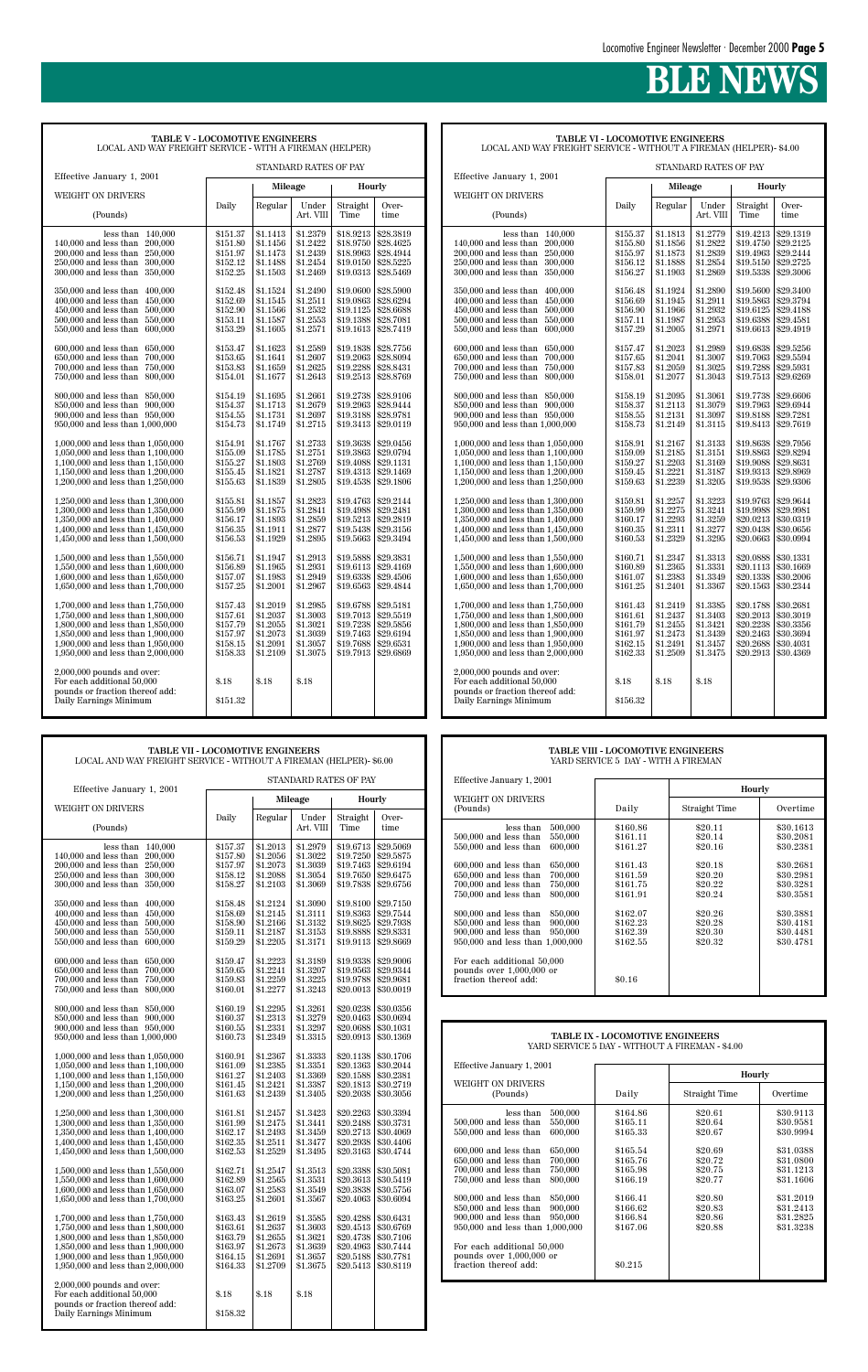# BLE NEWS

**TABLE V - LOCOMOTIVE ENGINEERS**
LOCAL AND WAY FREIGHT SERVICE - WITH A FIREMAN (HELPER)

| Effective January 1, 2001 | STANDARD RATES OF PAY | | | | |
|---|---|---|---|---|---|
| WEIGHT ON DRIVERS (Pounds) | | Mileage | | Hourly | |
| | Daily | Regular | Under Art. VIII | Straight Time | Over-time |
| less than 140,000 | $151.37 | $1.1413 | $1.2379 | $18.9213 | $28.3819 |
| 140,000 and less than 200,000 | $151.80 | $1.1456 | $1.2422 | $18.9750 | $28.4625 |
| 200,000 and less than 250,000 | $151.97 | $1.1473 | $1.2439 | $18.9963 | $28.4944 |
| 250,000 and less than 300,000 | $152.12 | $1.1488 | $1.2454 | $19.0150 | $28.5225 |
| 300,000 and less than 350,000 | $152.25 | $1.1503 | $1.2469 | $19.0313 | $28.5469 |
| 350,000 and less than 400,000 | $152.48 | $1.1524 | $1.2490 | $19.0600 | $28.5900 |
| 400,000 and less than 450,000 | $152.69 | $1.1545 | $1.2511 | $19.0863 | $28.6294 |
| 450,000 and less than 500,000 | $152.90 | $1.1566 | $1.2532 | $19.1125 | $28.6688 |
| 500,000 and less than 550,000 | $153.11 | $1.1587 | $1.2553 | $19.1388 | $28.7081 |
| 550,000 and less than 600,000 | $153.29 | $1.1605 | $1.2571 | $19.1613 | $28.7419 |
| 600,000 and less than 650,000 | $153.47 | $1.1623 | $1.2589 | $19.1838 | $28.7756 |
| 650,000 and less than 700,000 | $153.65 | $1.1641 | $1.2607 | $19.2063 | $28.8094 |
| 700,000 and less than 750,000 | $153.83 | $1.1659 | $1.2625 | $19.2288 | $28.8431 |
| 750,000 and less than 800,000 | $154.01 | $1.1677 | $1.2643 | $19.2513 | $28.8769 |
| 800,000 and less than 850,000 | $154.19 | $1.1695 | $1.2661 | $19.2738 | $28.9106 |
| 850,000 and less than 900,000 | $154.37 | $1.1713 | $1.2679 | $19.2963 | $28.9444 |
| 900,000 and less than 950,000 | $154.55 | $1.1731 | $1.2697 | $19.3188 | $28.9781 |
| 950,000 and less than 1,000,000 | $154.73 | $1.1749 | $1.2715 | $19.3413 | $29.0119 |
| 1,000,000 and less than 1,050,000 | $154.91 | $1.1767 | $1.2733 | $19.3638 | $29.0456 |
| 1,050,000 and less than 1,100,000 | $155.09 | $1.1785 | $1.2751 | $19.3863 | $29.0794 |
| 1,100,000 and less than 1,150,000 | $155.27 | $1.1803 | $1.2769 | $19.4088 | $29.1131 |
| 1,150,000 and less than 1,200,000 | $155.45 | $1.1821 | $1.2787 | $19.4313 | $29.1469 |
| 1,200,000 and less than 1,250,000 | $155.63 | $1.1839 | $1.2805 | $19.4538 | $29.1806 |
| 1,250,000 and less than 1,300,000 | $155.81 | $1.1857 | $1.2823 | $19.4763 | $29.2144 |
| 1,300,000 and less than 1,350,000 | $155.99 | $1.1875 | $1.2841 | $19.4988 | $29.2481 |
| 1,350,000 and less than 1,400,000 | $156.17 | $1.1893 | $1.2859 | $19.5213 | $29.2819 |
| 1,400,000 and less than 1,450,000 | $156.35 | $1.1911 | $1.2877 | $19.5438 | $29.3156 |
| 1,450,000 and less than 1,500,000 | $156.53 | $1.1929 | $1.2895 | $19.5663 | $29.3494 |
| 1,500,000 and less than 1,550,000 | $156.71 | $1.1947 | $1.2913 | $19.5888 | $29.3831 |
| 1,550,000 and less than 1,600,000 | $156.89 | $1.1965 | $1.2931 | $19.6113 | $29.4169 |
| 1,600,000 and less than 1,650,000 | $157.07 | $1.1983 | $1.2949 | $19.6338 | $29.4506 |
| 1,650,000 and less than 1,700,000 | $157.25 | $1.2001 | $1.2967 | $19.6563 | $29.4844 |
| 1,700,000 and less than 1,750,000 | $157.43 | $1.2019 | $1.2985 | $19.6788 | $29.5181 |
| 1,750,000 and less than 1,800,000 | $157.61 | $1.2037 | $1.3003 | $19.7013 | $29.5519 |
| 1,800,000 and less than 1,850,000 | $157.79 | $1.2055 | $1.3021 | $19.7238 | $29.5856 |
| 1,850,000 and less than 1,900,000 | $157.97 | $1.2073 | $1.3039 | $19.7463 | $29.6194 |
| 1,900,000 and less than 1,950,000 | $158.15 | $1.2091 | $1.3057 | $19.7688 | $29.6531 |
| 1,950,000 and less than 2,000,000 | $158.33 | $1.2109 | $1.3075 | $19.7913 | $29.6869 |
| 2,000,000 pounds and over: For each additional 50,000 pounds or fraction thereof add: | $.18 | $.18 | $.18 | | |
| Daily Earnings Minimum | $151.32 | | | | |

**TABLE VI - LOCOMOTIVE ENGINEERS**
LOCAL AND WAY FREIGHT SERVICE - WITHOUT A FIREMAN (HELPER)- $4.00

| Effective January 1, 2001 | STANDARD RATES OF PAY | | | | |
|---|---|---|---|---|---|
| WEIGHT ON DRIVERS (Pounds) | | Mileage | | Hourly | |
| | Daily | Regular | Under Art. VIII | Straight Time | Over-time |
| less than 140,000 | $155.37 | $1.1813 | $1.2779 | $19.4213 | $29.1319 |
| 140,000 and less than 200,000 | $155.80 | $1.1856 | $1.2822 | $19.4750 | $29.2125 |
| 200,000 and less than 250,000 | $155.97 | $1.1873 | $1.2839 | $19.4963 | $29.2444 |
| 250,000 and less than 300,000 | $156.12 | $1.1888 | $1.2854 | $19.5150 | $29.2725 |
| 300,000 and less than 350,000 | $156.27 | $1.1903 | $1.2869 | $19.5338 | $29.3006 |
| 350,000 and less than 400,000 | $156.48 | $1.1924 | $1.2890 | $19.5600 | $29.3400 |
| 400,000 and less than 450,000 | $156.69 | $1.1945 | $1.2911 | $19.5863 | $29.3794 |
| 450,000 and less than 500,000 | $156.90 | $1.1966 | $1.2932 | $19.6125 | $29.4188 |
| 500,000 and less than 550,000 | $157.11 | $1.1987 | $1.2953 | $19.6388 | $29.4581 |
| 550,000 and less than 600,000 | $157.29 | $1.2005 | $1.2971 | $19.6613 | $29.4919 |
| 600,000 and less than 650,000 | $157.47 | $1.2023 | $1.2989 | $19.6838 | $29.5256 |
| 650,000 and less than 700,000 | $157.65 | $1.2041 | $1.3007 | $19.7063 | $29.5594 |
| 700,000 and less than 750,000 | $157.83 | $1.2059 | $1.3025 | $19.7288 | $29.5931 |
| 750,000 and less than 800,000 | $158.01 | $1.2077 | $1.3043 | $19.7513 | $29.6269 |
| 800,000 and less than 850,000 | $158.19 | $1.2095 | $1.3061 | $19.7738 | $29.6606 |
| 850,000 and less than 900,000 | $158.37 | $1.2113 | $1.3079 | $19.7963 | $29.6944 |
| 900,000 and less than 950,000 | $158.55 | $1.2131 | $1.3097 | $19.8188 | $29.7281 |
| 950,000 and less than 1,000,000 | $158.73 | $1.2149 | $1.3115 | $19.8413 | $29.7619 |
| 1,000,000 and less than 1,050,000 | $158.91 | $1.2167 | $1.3133 | $19.8638 | $29.7956 |
| 1,050,000 and less than 1,100,000 | $159.09 | $1.2185 | $1.3151 | $19.8863 | $29.8294 |
| 1,100,000 and less than 1,150,000 | $159.27 | $1.2203 | $1.3169 | $19.9088 | $29.8631 |
| 1,150,000 and less than 1,200,000 | $159.45 | $1.2221 | $1.3187 | $19.9313 | $29.8969 |
| 1,200,000 and less than 1,250,000 | $159.63 | $1.2239 | $1.3205 | $19.9538 | $29.9306 |
| 1,250,000 and less than 1,300,000 | $159.81 | $1.2257 | $1.3223 | $19.9763 | $29.9644 |
| 1,300,000 and less than 1,350,000 | $159.99 | $1.2275 | $1.3241 | $19.9988 | $29.9981 |
| 1,350,000 and less than 1,400,000 | $160.17 | $1.2293 | $1.3259 | $20.0213 | $30.0319 |
| 1,400,000 and less than 1,450,000 | $160.35 | $1.2311 | $1.3277 | $20.0438 | $30.0656 |
| 1,450,000 and less than 1,500,000 | $160.53 | $1.2329 | $1.3295 | $20.0663 | $30.0994 |
| 1,500,000 and less than 1,550,000 | $160.71 | $1.2347 | $1.3313 | $20.0888 | $30.1331 |
| 1,550,000 and less than 1,600,000 | $160.89 | $1.2365 | $1.3331 | $20.1113 | $30.1669 |
| 1,600,000 and less than 1,650,000 | $161.07 | $1.2383 | $1.3349 | $20.1338 | $30.2006 |
| 1,650,000 and less than 1,700,000 | $161.25 | $1.2401 | $1.3367 | $20.1563 | $30.2344 |
| 1,700,000 and less than 1,750,000 | $161.43 | $1.2419 | $1.3385 | $20.1788 | $30.2681 |
| 1,750,000 and less than 1,800,000 | $161.61 | $1.2437 | $1.3403 | $20.2013 | $30.3019 |
| 1,800,000 and less than 1,850,000 | $161.79 | $1.2455 | $1.3421 | $20.2238 | $30.3356 |
| 1,850,000 and less than 1,900,000 | $161.97 | $1.2473 | $1.3439 | $20.2463 | $30.3694 |
| 1,900,000 and less than 1,950,000 | $162.15 | $1.2491 | $1.3457 | $20.2688 | $30.4031 |
| 1,950,000 and less than 2,000,000 | $162.33 | $1.2509 | $1.3475 | $20.2913 | $30.4369 |
| 2,000,000 pounds and over: For each additional 50,000 pounds or fraction thereof add: | $.18 | $.18 | $.18 | | |
| Daily Earnings Minimum | $156.32 | | | | |

**TABLE VII - LOCOMOTIVE ENGINEERS**
LOCAL AND WAY FREIGHT SERVICE - WITHOUT A FIREMAN (HELPER)- $6.00

| Effective January 1, 2001 | STANDARD RATES OF PAY | | | | |
|---|---|---|---|---|---|
| WEIGHT ON DRIVERS (Pounds) | | Mileage | | Hourly | |
| | Daily | Regular | Under Art. VIII | Straight Time | Over-time |
| less than 140,000 | $157.37 | $1.2013 | $1.2979 | $19.6713 | $29.5069 |
| 140,000 and less than 200,000 | $157.80 | $1.2056 | $1.3022 | $19.7250 | $29.5875 |
| 200,000 and less than 250,000 | $157.97 | $1.2073 | $1.3039 | $19.7463 | $29.6194 |
| 250,000 and less than 300,000 | $158.12 | $1.2088 | $1.3054 | $19.7650 | $29.6475 |
| 300,000 and less than 350,000 | $158.27 | $1.2103 | $1.3069 | $19.7838 | $29.6756 |
| 350,000 and less than 400,000 | $158.48 | $1.2124 | $1.3090 | $19.8100 | $29.7150 |
| 400,000 and less than 450,000 | $158.69 | $1.2145 | $1.3111 | $19.8363 | $29.7544 |
| 450,000 and less than 500,000 | $158.90 | $1.2166 | $1.3132 | $19.8625 | $29.7938 |
| 500,000 and less than 550,000 | $159.11 | $1.2187 | $1.3153 | $19.8888 | $29.8331 |
| 550,000 and less than 600,000 | $159.29 | $1.2205 | $1.3171 | $19.9113 | $29.8669 |
| 600,000 and less than 650,000 | $159.47 | $1.2223 | $1.3189 | $19.9338 | $29.9006 |
| 650,000 and less than 700,000 | $159.65 | $1.2241 | $1.3207 | $19.9563 | $29.9344 |
| 700,000 and less than 750,000 | $159.83 | $1.2259 | $1.3225 | $19.9788 | $29.9681 |
| 750,000 and less than 800,000 | $160.01 | $1.2277 | $1.3243 | $20.0013 | $30.0019 |
| 800,000 and less than 850,000 | $160.19 | $1.2295 | $1.3261 | $20.0238 | $30.0356 |
| 850,000 and less than 900,000 | $160.37 | $1.2313 | $1.3279 | $20.0463 | $30.0694 |
| 900,000 and less than 950,000 | $160.55 | $1.2331 | $1.3297 | $20.0688 | $30.1031 |
| 950,000 and less than 1,000,000 | $160.73 | $1.2349 | $1.3315 | $20.0913 | $30.1369 |
| 1,000,000 and less than 1,050,000 | $160.91 | $1.2367 | $1.3333 | $20.1138 | $30.1706 |
| 1,050,000 and less than 1,100,000 | $161.09 | $1.2385 | $1.3351 | $20.1363 | $30.2044 |
| 1,100,000 and less than 1,150,000 | $161.27 | $1.2403 | $1.3369 | $20.1588 | $30.2381 |
| 1,150,000 and less than 1,200,000 | $161.45 | $1.2421 | $1.3387 | $20.1813 | $30.2719 |
| 1,200,000 and less than 1,250,000 | $161.63 | $1.2439 | $1.3405 | $20.2038 | $30.3056 |
| 1,250,000 and less than 1,300,000 | $161.81 | $1.2457 | $1.3423 | $20.2263 | $30.3394 |
| 1,300,000 and less than 1,350,000 | $161.99 | $1.2475 | $1.3441 | $20.2488 | $30.3731 |
| 1,350,000 and less than 1,400,000 | $162.17 | $1.2493 | $1.3459 | $20.2713 | $30.4069 |
| 1,400,000 and less than 1,450,000 | $162.35 | $1.2511 | $1.3477 | $20.2938 | $30.4406 |
| 1,450,000 and less than 1,500,000 | $162.53 | $1.2529 | $1.3495 | $20.3163 | $30.4744 |
| 1,500,000 and less than 1,550,000 | $162.71 | $1.2547 | $1.3513 | $20.3388 | $30.5081 |
| 1,550,000 and less than 1,600,000 | $162.89 | $1.2565 | $1.3531 | $20.3613 | $30.5419 |
| 1,600,000 and less than 1,650,000 | $163.07 | $1.2583 | $1.3549 | $20.3838 | $30.5756 |
| 1,650,000 and less than 1,700,000 | $163.25 | $1.2601 | $1.3567 | $20.4063 | $30.6094 |
| 1,700,000 and less than 1,750,000 | $163.43 | $1.2619 | $1.3585 | $20.4288 | $30.6431 |
| 1,750,000 and less than 1,800,000 | $163.61 | $1.2637 | $1.3603 | $20.4513 | $30.6769 |
| 1,800,000 and less than 1,850,000 | $163.79 | $1.2655 | $1.3621 | $20.4738 | $30.7106 |
| 1,850,000 and less than 1,900,000 | $163.97 | $1.2673 | $1.3639 | $20.4963 | $30.7444 |
| 1,900,000 and less than 1,950,000 | $164.15 | $1.2691 | $1.3657 | $20.5188 | $30.7781 |
| 1,950,000 and less than 2,000,000 | $164.33 | $1.2709 | $1.3675 | $20.5413 | $30.8119 |
| 2,000,000 pounds and over: For each additional 50,000 pounds or fraction thereof add: | $.18 | $.18 | $.18 | | |
| Daily Earnings Minimum | $158.32 | | | | |

**TABLE VIII - LOCOMOTIVE ENGINEERS**
YARD SERVICE 5 DAY - WITH A FIREMAN

| Effective January 1, 2001 | | Hourly | |
|---|---|---|---|
| WEIGHT ON DRIVERS (Pounds) | Daily | Straight Time | Overtime |
| less than 500,000 | $160.86 | $20.11 | $30.1613 |
| 500,000 and less than 550,000 | $161.11 | $20.14 | $30.2081 |
| 550,000 and less than 600,000 | $161.27 | $20.16 | $30.2381 |
| 600,000 and less than 650,000 | $161.43 | $20.18 | $30.2681 |
| 650,000 and less than 700,000 | $161.59 | $20.20 | $30.2981 |
| 700,000 and less than 750,000 | $161.75 | $20.22 | $30.3281 |
| 750,000 and less than 800,000 | $161.91 | $20.24 | $30.3581 |
| 800,000 and less than 850,000 | $162.07 | $20.26 | $30.3881 |
| 850,000 and less than 900,000 | $162.23 | $20.28 | $30.4181 |
| 900,000 and less than 950,000 | $162.39 | $20.30 | $30.4481 |
| 950,000 and less than 1,000,000 | $162.55 | $20.32 | $30.4781 |
| For each additional 50,000 pounds over 1,000,000 or fraction thereof add: | $0.16 | | |

**TABLE IX - LOCOMOTIVE ENGINEERS**
YARD SERVICE 5 DAY - WITHOUT A FIREMAN - $4.00

| Effective January 1, 2001 | | Hourly | |
|---|---|---|---|
| WEIGHT ON DRIVERS (Pounds) | Daily | Straight Time | Overtime |
| less than 500,000 | $164.86 | $20.61 | $30.9113 |
| 500,000 and less than 550,000 | $165.11 | $20.64 | $30.9581 |
| 550,000 and less than 600,000 | $165.33 | $20.67 | $30.9994 |
| 600,000 and less than 650,000 | $165.54 | $20.69 | $31.0388 |
| 650,000 and less than 700,000 | $165.76 | $20.72 | $31.0800 |
| 700,000 and less than 750,000 | $165.98 | $20.75 | $31.1213 |
| 750,000 and less than 800,000 | $166.19 | $20.77 | $31.1606 |
| 800,000 and less than 850,000 | $166.41 | $20.80 | $31.2019 |
| 850,000 and less than 900,000 | $166.62 | $20.83 | $31.2413 |
| 900,000 and less than 950,000 | $166.84 | $20.86 | $31.2825 |
| 950,000 and less than 1,000,000 | $167.06 | $20.88 | $31.3238 |
| For each additional 50,000 pounds over 1,000,000 or fraction thereof add: | $0.215 | | |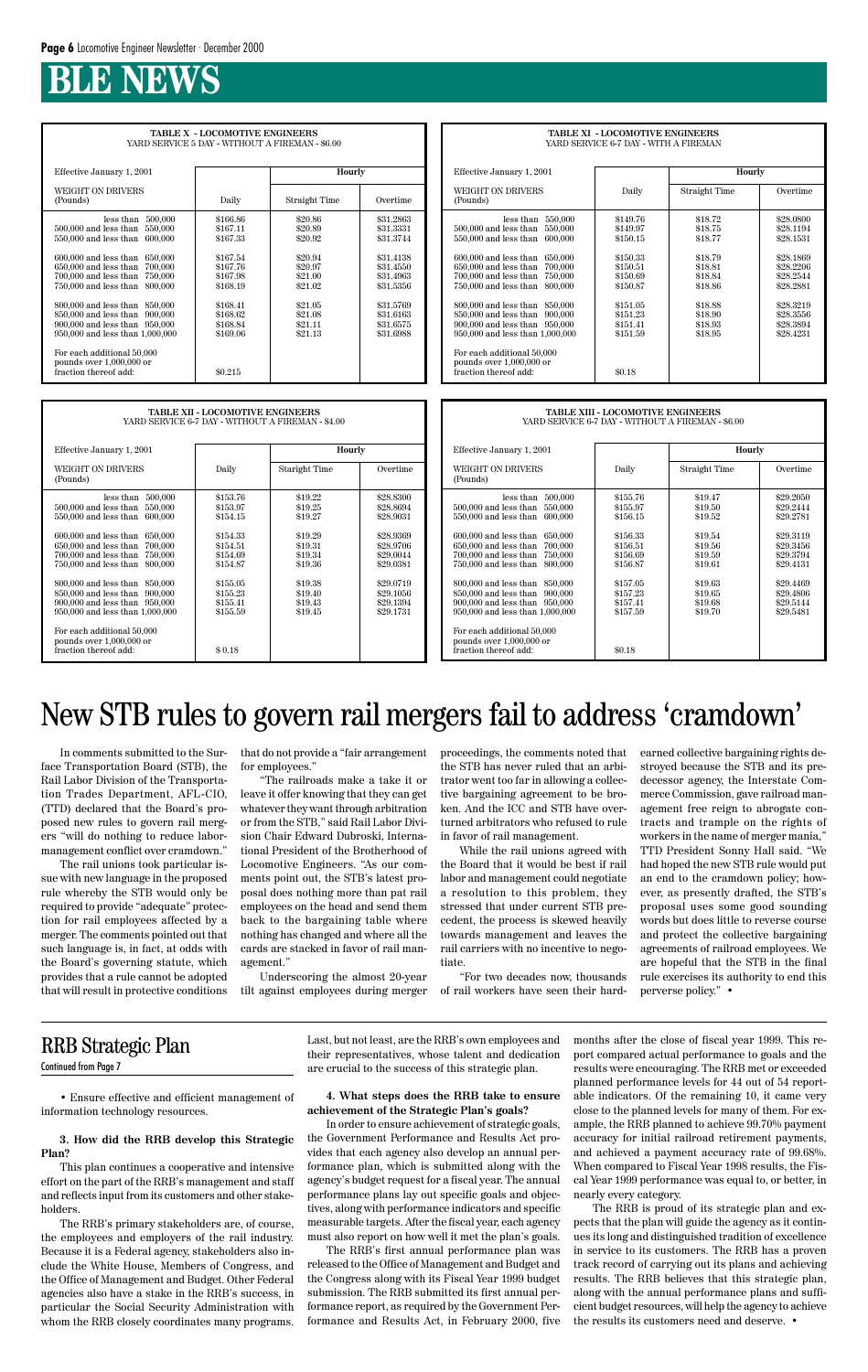# BLE NEWS

| **TABLE X - LOCOMOTIVE ENGINEERS**<br>YARD SERVICE 5 DAY - WITHOUT A FIREMAN - $6.00 | | | |
|---|---|---|---|
| Effective January 1, 2001 | | Hourly | |
| WEIGHT ON DRIVERS (Pounds) | Daily | Straight Time | Overtime |
| less than 500,000 | $166.86 | $20.86 | $31.2863 |
| 500,000 and less than 550,000 | $167.11 | $20.89 | $31.3331 |
| 550,000 and less than 600,000 | $167.33 | $20.92 | $31.3744 |
| 600,000 and less than 650,000 | $167.54 | $20.94 | $31.4138 |
| 650,000 and less than 700,000 | $167.76 | $20.97 | $31.4550 |
| 700,000 and less than 750,000 | $167.98 | $21.00 | $31.4963 |
| 750,000 and less than 800,000 | $168.19 | $21.02 | $31.5356 |
| 800,000 and less than 850,000 | $168.41 | $21.05 | $31.5769 |
| 850,000 and less than 900,000 | $168.62 | $21.08 | $31.6163 |
| 900,000 and less than 950,000 | $168.84 | $21.11 | $31.6575 |
| 950,000 and less than 1,000,000 | $169.06 | $21.13 | $31.6988 |
| For each additional 50,000 pounds over 1,000,000 or fraction thereof add: | $0.215 | | |

| **TABLE XI - LOCOMOTIVE ENGINEERS**<br>YARD SERVICE 6-7 DAY - WITH A FIREMAN | | | |
|---|---|---|---|
| Effective January 1, 2001 | | Hourly | |
| WEIGHT ON DRIVERS (Pounds) | Daily | Straight Time | Overtime |
| less than 550,000 | $149.76 | $18.72 | $28.0800 |
| 500,000 and less than 550,000 | $149.97 | $18.75 | $28.1194 |
| 550,000 and less than 600,000 | $150.15 | $18.77 | $28.1531 |
| 600,000 and less than 650,000 | $150.33 | $18.79 | $28.1869 |
| 650,000 and less than 700,000 | $150.51 | $18.81 | $28.2206 |
| 700,000 and less than 750,000 | $150.69 | $18.84 | $28.2544 |
| 750,000 and less than 800,000 | $150.87 | $18.86 | $28.2881 |
| 800,000 and less than 850,000 | $151.05 | $18.88 | $28.3219 |
| 850,000 and less than 900,000 | $151.23 | $18.90 | $28.3556 |
| 900,000 and less than 950,000 | $151.41 | $18.93 | $28.3894 |
| 950,000 and less than 1,000,000 | $151.59 | $18.95 | $28.4231 |
| For each additional 50,000 pounds over 1,000,000 or fraction thereof add: | $0.18 | | |

| **TABLE XII - LOCOMOTIVE ENGINEERS**<br>YARD SERVICE 6-7 DAY - WITHOUT A FIREMAN - $4.00 | | | |
|---|---|---|---|
| Effective January 1, 2001 | | Hourly | |
| WEIGHT ON DRIVERS (Pounds) | Daily | Staright Time | Overtime |
| less than 500,000 | $153.76 | $19.22 | $28.8300 |
| 500,000 and less than 550,000 | $153.97 | $19.25 | $28.8694 |
| 550,000 and less than 600,000 | $154.15 | $19.27 | $28.9031 |
| 600,000 and less than 650,000 | $154.33 | $19.29 | $28.9369 |
| 650,000 and less than 700,000 | $154.51 | $19.31 | $28.9706 |
| 700,000 and less than 750,000 | $154.69 | $19.34 | $29.0044 |
| 750,000 and less than 800,000 | $154.87 | $19.36 | $29.0381 |
| 800,000 and less than 850,000 | $155.05 | $19.38 | $29.0719 |
| 850,000 and less than 900,000 | $155.23 | $19.40 | $29.1056 |
| 900,000 and less than 950,000 | $155.41 | $19.43 | $29.1394 |
| 950,000 and less than 1,000,000 | $155.59 | $19.45 | $29.1731 |
| For each additional 50,000 pounds over 1,000,000 or fraction thereof add: | $ 0.18 | | |

| **TABLE XIII - LOCOMOTIVE ENGINEERS**<br>YARD SERVICE 6-7 DAY - WITHOUT A FIREMAN - $6.00 | | | |
|---|---|---|---|
| Effective January 1, 2001 | | Hourly | |
| WEIGHT ON DRIVERS (Pounds) | Daily | Straight Time | Overtime |
| less than 500,000 | $155.76 | $19.47 | $29.2050 |
| 500,000 and less than 550,000 | $155.97 | $19.50 | $29.2444 |
| 550,000 and less than 600,000 | $156.15 | $19.52 | $29.2781 |
| 600,000 and less than 650,000 | $156.33 | $19.54 | $29.3119 |
| 650,000 and less than 700,000 | $156.51 | $19.56 | $29.3456 |
| 700,000 and less than 750,000 | $156.69 | $19.59 | $29.3794 |
| 750,000 and less than 800,000 | $156.87 | $19.61 | $29.4131 |
| 800,000 and less than 850,000 | $157.05 | $19.63 | $29.4469 |
| 850,000 and less than 900,000 | $157.23 | $19.65 | $29.4806 |
| 900,000 and less than 950,000 | $157.41 | $19.68 | $29.5144 |
| 950,000 and less than 1,000,000 | $157.59 | $19.70 | $29.5481 |
| For each additional 50,000 pounds over 1,000,000 or fraction thereof add: | $0.18 | | |

# New STB rules to govern rail mergers fail to address 'cramdown'

In comments submitted to the Surface Transportation Board (STB), the Rail Labor Division of the Transportation Trades Department, AFL-CIO, (TTD) declared that the Board's proposed new rules to govern rail mergers "will do nothing to reduce labor-management conflict over cramdown."

The rail unions took particular issue with new language in the proposed rule whereby the STB would only be required to provide "adequate" protection for rail employees affected by a merger. The comments pointed out that such language is, in fact, at odds with the Board's governing statute, which provides that a rule cannot be adopted that will result in protective conditions that do not provide a "fair arrangement for employees."

"The railroads make a take it or leave it offer knowing that they can get whatever they want through arbitration or from the STB," said Rail Labor Division Chair Edward Dubroski, International President of the Brotherhood of Locomotive Engineers. "As our comments point out, the STB's latest proposal does nothing more than pat rail employees on the head and send them back to the bargaining table where nothing has changed and where all the cards are stacked in favor of rail management."

Underscoring the almost 20-year tilt against employees during merger proceedings, the comments noted that the STB has never ruled that an arbitrator went too far in allowing a collective bargaining agreement to be broken. And the ICC and STB have overturned arbitrators who refused to rule in favor of rail management.

While the rail unions agreed with the Board that it would be best if rail labor and management could negotiate a resolution to this problem, they stressed that under current STB precedent, the process is skewed heavily towards management and leaves the rail carriers with no incentive to negotiate.

"For two decades now, thousands of rail workers have seen their hard-earned collective bargaining rights destroyed because the STB and its predecessor agency, the Interstate Commerce Commission, gave railroad management free reign to abrogate contracts and trample on the rights of workers in the name of merger mania," TTD President Sonny Hall said. "We had hoped the new STB rule would put an end to the cramdown policy; however, as presently drafted, the STB's proposal uses some good sounding words but does little to reverse course and protect the collective bargaining agreements of railroad employees. We are hopeful that the STB in the final rule exercises its authority to end this perverse policy." •

## RRB Strategic Plan

Continued from Page 7

• Ensure effective and efficient management of information technology resources.

**3. How did the RRB develop this Strategic Plan?**

This plan continues a cooperative and intensive effort on the part of the RRB's management and staff and reflects input from its customers and other stakeholders.

The RRB's primary stakeholders are, of course, the employees and employers of the rail industry. Because it is a Federal agency, stakeholders also include the White House, Members of Congress, and the Office of Management and Budget. Other Federal agencies also have a stake in the RRB's success, in particular the Social Security Administration with whom the RRB closely coordinates many programs. Last, but not least, are the RRB's own employees and their representatives, whose talent and dedication are crucial to the success of this strategic plan.

**4. What steps does the RRB take to ensure achievement of the Strategic Plan's goals?**

In order to ensure achievement of strategic goals, the Government Performance and Results Act provides that each agency also develop an annual performance plan, which is submitted along with the agency's budget request for a fiscal year. The annual performance plans lay out specific goals and objectives, along with performance indicators and specific measurable targets. After the fiscal year, each agency must also report on how well it met the plan's goals.

The RRB's first annual performance plan was released to the Office of Management and Budget and the Congress along with its Fiscal Year 1999 budget submission. The RRB submitted its first annual performance report, as required by the Government Performance and Results Act, in February 2000, five months after the close of fiscal year 1999. This report compared actual performance to goals and the results were encouraging. The RRB met or exceeded planned performance levels for 44 out of 54 reportable indicators. Of the remaining 10, it came very close to the planned levels for many of them. For example, the RRB planned to achieve 99.70% payment accuracy for initial railroad retirement payments, and achieved a payment accuracy rate of 99.68%. When compared to Fiscal Year 1998 results, the Fiscal Year 1999 performance was equal to, or better, in nearly every category.

The RRB is proud of its strategic plan and expects that the plan will guide the agency as it continues its long and distinguished tradition of excellence in service to its customers. The RRB has a proven track record of carrying out its plans and achieving results. The RRB believes that this strategic plan, along with the annual performance plans and sufficient budget resources, will help the agency to achieve the results its customers need and deserve. •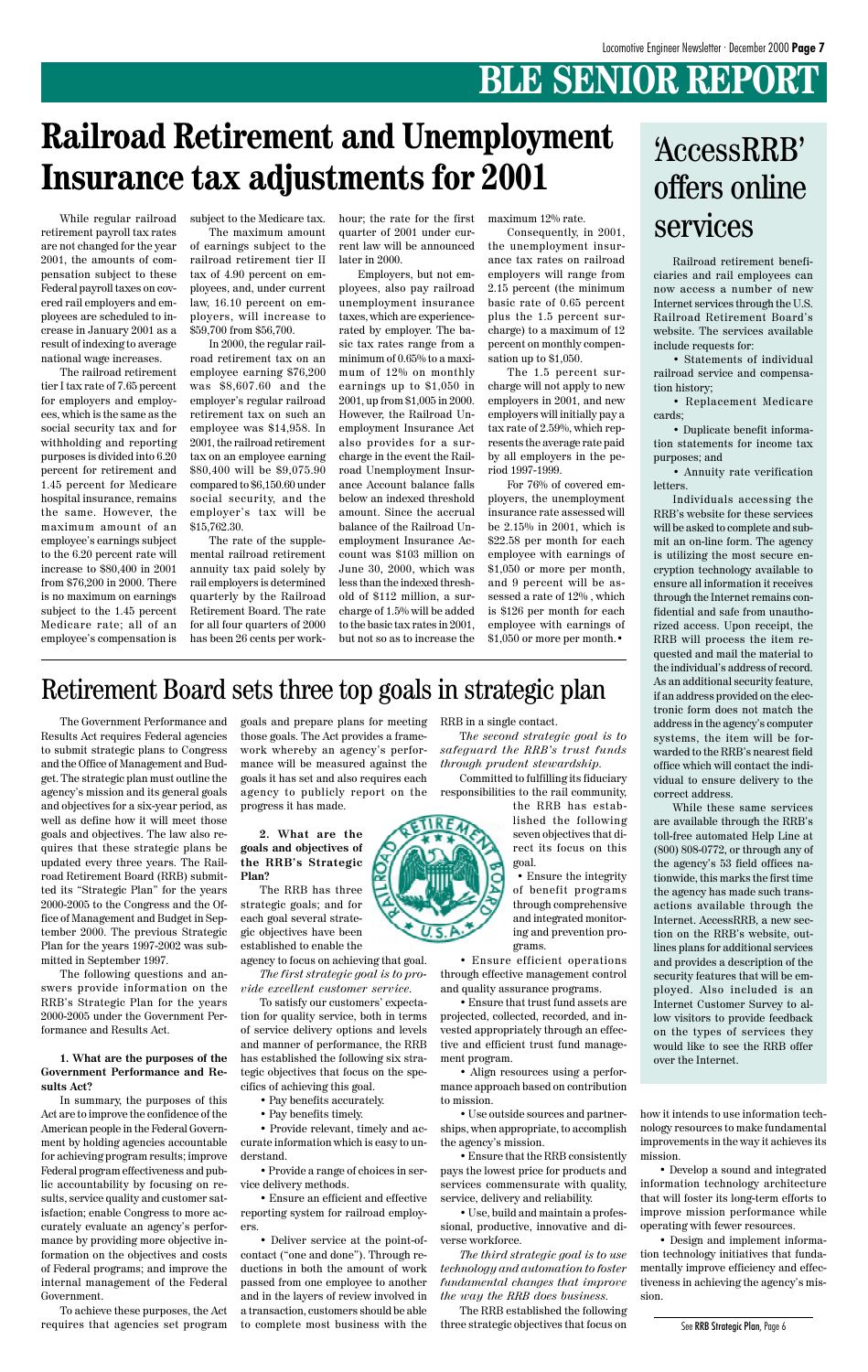# BLE SENIOR REPORT

# Railroad Retirement and Unemployment Insurance tax adjustments for 2001

While regular railroad retirement payroll tax rates are not changed for the year 2001, the amounts of compensation subject to these Federal payroll taxes on covered rail employers and employees are scheduled to increase in January 2001 as a result of indexing to average national wage increases.

The railroad retirement tier I tax rate of 7.65 percent for employers and employees, which is the same as the social security tax and for withholding and reporting purposes is divided into 6.20 percent for retirement and 1.45 percent for Medicare hospital insurance, remains the same. However, the maximum amount of an employee's earnings subject to the 6.20 percent rate will increase to $80,400 in 2001 from $76,200 in 2000. There is no maximum on earnings subject to the 1.45 percent Medicare rate; all of an employee's compensation is subject to the Medicare tax.

The maximum amount of earnings subject to the railroad retirement tier II tax of 4.90 percent on employees, and, under current law, 16.10 percent on employers, will increase to $59,700 from $56,700.

In 2000, the regular railroad retirement tax on an employee earning $76,200 was $8,607.60 and the employer's regular railroad retirement tax on such an employee was $14,958. In 2001, the railroad retirement tax on an employee earning $80,400 will be $9,075.90 compared to $6,150.60 under social security, and the employer's tax will be $15,762.30.

The rate of the supplemental railroad retirement annuity tax paid solely by rail employers is determined quarterly by the Railroad Retirement Board. The rate for all four quarters of 2000 has been 26 cents per work-hour; the rate for the first quarter of 2001 under current law will be announced later in 2000.

Employers, but not employees, also pay railroad unemployment insurance taxes, which are experience-rated by employer. The basic tax rates range from a minimum of 0.65% to a maximum of 12% on monthly earnings up to $1,050 in 2001, up from $1,005 in 2000. However, the Railroad Unemployment Insurance Act also provides for a surcharge in the event the Railroad Unemployment Insurance Account balance falls below an indexed threshold amount. Since the accrual balance of the Railroad Unemployment Insurance Account was $103 million on June 30, 2000, which was less than the indexed threshold of $112 million, a surcharge of 1.5% will be added to the basic tax rates in 2001, but not so as to increase the maximum 12% rate.

Consequently, in 2001, the unemployment insurance tax rates on railroad employers will range from 2.15 percent (the minimum basic rate of 0.65 percent plus the 1.5 percent surcharge) to a maximum of 12 percent on monthly compensation up to $1,050.

The 1.5 percent surcharge will not apply to new employers in 2001, and new employers will initially pay a tax rate of 2.59%, which represents the average rate paid by all employers in the period 1997-1999.

For 76% of covered employers, the unemployment insurance rate assessed will be 2.15% in 2001, which is $22.58 per month for each employee with earnings of $1,050 or more per month, and 9 percent will be assessed a rate of 12% , which is $126 per month for each employee with earnings of $1,050 or more per month.•

# 'AccessRRB' offers online services

Railroad retirement beneficiaries and rail employees can now access a number of new Internet services through the U.S. Railroad Retirement Board's website. The services available include requests for:

• Statements of individual railroad service and compensation history;

• Replacement Medicare cards;

• Duplicate benefit information statements for income tax purposes; and

• Annuity rate verification letters.

Individuals accessing the RRB's website for these services will be asked to complete and submit an on-line form. The agency is utilizing the most secure encryption technology available to ensure all information it receives through the Internet remains confidential and safe from unauthorized access. Upon receipt, the RRB will process the item requested and mail the material to the individual's address of record. As an additional security feature, if an address provided on the electronic form does not match the address in the agency's computer systems, the item will be forwarded to the RRB's nearest field office which will contact the individual to ensure delivery to the correct address.

While these same services are available through the RRB's toll-free automated Help Line at (800) 808-0772, or through any of the agency's 53 field offices nationwide, this marks the first time the agency has made such transactions available through the Internet. AccessRRB, a new section on the RRB's website, outlines plans for additional services and provides a description of the security features that will be employed. Also included is an Internet Customer Survey to allow visitors to provide feedback on the types of services they would like to see the RRB offer over the Internet.

# Retirement Board sets three top goals in strategic plan

The Government Performance and Results Act requires Federal agencies to submit strategic plans to Congress and the Office of Management and Budget. The strategic plan must outline the agency's mission and its general goals and objectives for a six-year period, as well as define how it will meet those goals and objectives. The law also requires that these strategic plans be updated every three years. The Railroad Retirement Board (RRB) submitted its "Strategic Plan" for the years 2000-2005 to the Congress and the Office of Management and Budget in September 2000. The previous Strategic Plan for the years 1997-2002 was submitted in September 1997.

The following questions and answers provide information on the RRB's Strategic Plan for the years 2000-2005 under the Government Performance and Results Act.

**1. What are the purposes of the Government Performance and Results Act?**

In summary, the purposes of this Act are to improve the confidence of the American people in the Federal Government by holding agencies accountable for achieving program results; improve Federal program effectiveness and public accountability by focusing on results, service quality and customer satisfaction; enable Congress to more accurately evaluate an agency's performance by providing more objective information on the objectives and costs of Federal programs; and improve the internal management of the Federal Government.

To achieve these purposes, the Act requires that agencies set program goals and prepare plans for meeting those goals. The Act provides a framework whereby an agency's performance will be measured against the goals it has set and also requires each agency to publicly report on the progress it has made.

**2. What are the goals and objectives of the RRB's Strategic Plan?**

The RRB has three strategic goals; and for each goal several strategic objectives have been established to enable the agency to focus on achieving that goal.

*The first strategic goal is to provide excellent customer service.*

To satisfy our customers' expectation for quality service, both in terms of service delivery options and levels and manner of performance, the RRB has established the following six strategic objectives that focus on the specifics of achieving this goal.

• Pay benefits accurately.

• Pay benefits timely.

• Provide relevant, timely and accurate information which is easy to understand.

• Provide a range of choices in service delivery methods.

• Ensure an efficient and effective reporting system for railroad employers.

• Deliver service at the point-of-contact ("one and done"). Through reductions in both the amount of work passed from one employee to another and in the layers of review involved in a transaction, customers should be able to complete most business with the RRB in a single contact.

*The second strategic goal is to safeguard the RRB's trust funds through prudent stewardship.*

Committed to fulfilling its fiduciary responsibilities to the rail community, the RRB has established the following seven objectives that direct its focus on this goal.

• Ensure the integrity of benefit programs through comprehensive and integrated monitoring and prevention programs.

• Ensure efficient operations through effective management control and quality assurance programs.

• Ensure that trust fund assets are projected, collected, recorded, and invested appropriately through an effective and efficient trust fund management program.

• Align resources using a performance approach based on contribution to mission.

• Use outside sources and partnerships, when appropriate, to accomplish the agency's mission.

• Ensure that the RRB consistently pays the lowest price for products and services commensurate with quality, service, delivery and reliability.

• Use, build and maintain a professional, productive, innovative and diverse workforce.

*The third strategic goal is to use technology and automation to foster fundamental changes that improve the way the RRB does business.*

The RRB established the following three strategic objectives that focus on how it intends to use information technology resources to make fundamental improvements in the way it achieves its mission.

• Develop a sound and integrated information technology architecture that will foster its long-term efforts to improve mission performance while operating with fewer resources.

• Design and implement information technology initiatives that fundamentally improve efficiency and effectiveness in achieving the agency's mission.

See **RRB Strategic Plan**, Page 6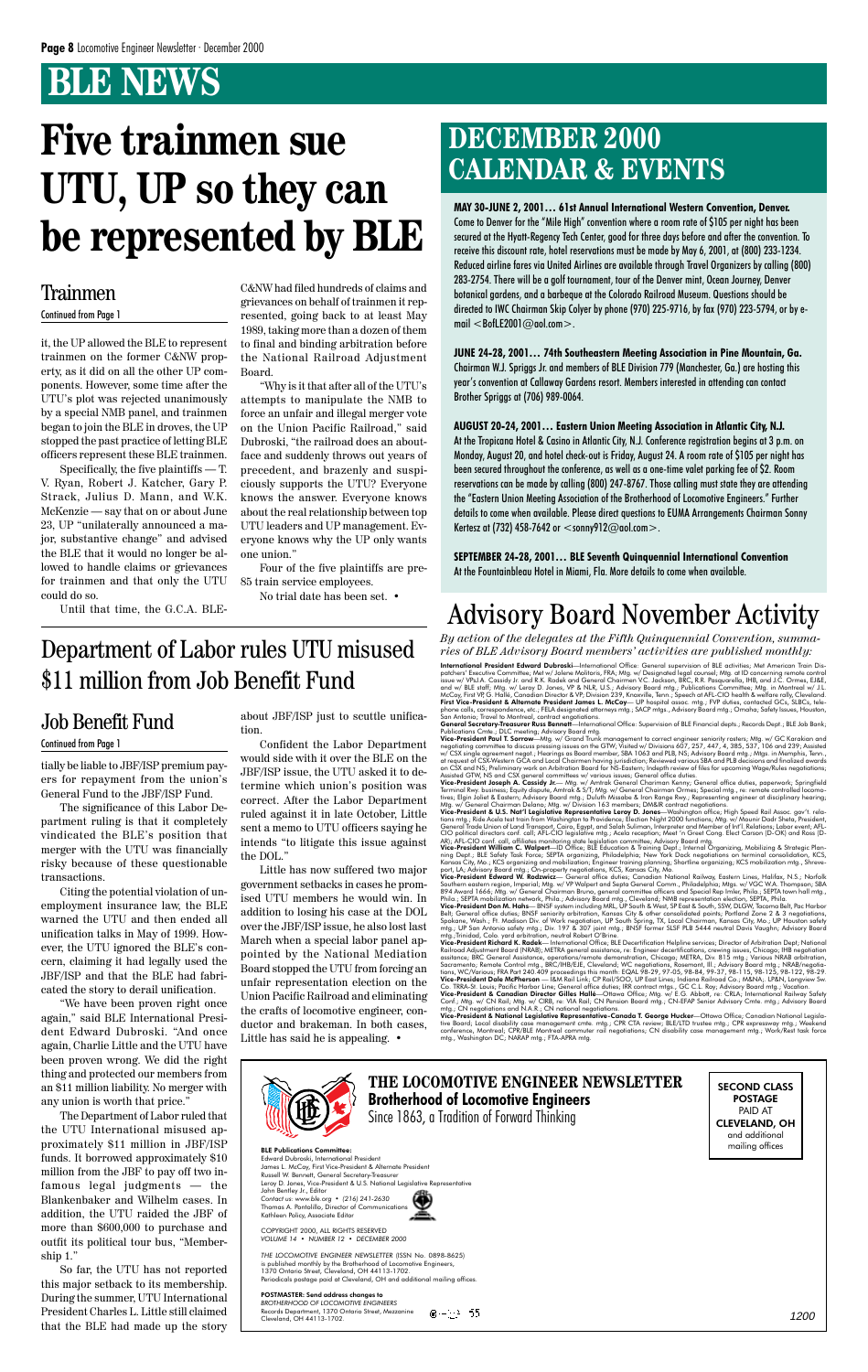# BLE NEWS

# Five trainmen sue UTU, UP so they can be represented by BLE

## Trainmen

Continued from Page 1

it, the UP allowed the BLE to represent trainmen on the former C&NW property, as it did on all the other UP components. However, some time after the UTU's plot was rejected unanimously by a special NMB panel, and trainmen began to join the BLE in droves, the UP stopped the past practice of letting BLE officers represent these BLE trainmen.

Specifically, the five plaintiffs — T. V. Ryan, Robert J. Katcher, Gary P. Strack, Julius D. Mann, and W.K. McKenzie — say that on or about June 23, UP "unilaterally announced a major, substantive change" and advised the BLE that it would no longer be allowed to handle claims or grievances for trainmen and that only the UTU could do so.

Until that time, the G.C.A. BLE-C&NW had filed hundreds of claims and grievances on behalf of trainmen it represented, going back to at least May 1989, taking more than a dozen of them to final and binding arbitration before the National Railroad Adjustment Board.

"Why is it that after all of the UTU's attempts to manipulate the NMB to force an unfair and illegal merger vote on the Union Pacific Railroad," said Dubroski, "the railroad does an about-face and suddenly throws out years of precedent, and brazenly and suspiciously supports the UTU? Everyone knows the answer. Everyone knows about the real relationship between top UTU leaders and UP management. Everyone knows why the UP only wants one union."

Four of the five plaintiffs are pre-85 train service employees.

No trial date has been set. •

# Department of Labor rules UTU misused $11 million from Job Benefit Fund

## Job Benefit Fund

Continued from Page 1

tially be liable to JBF/ISP premium payers for repayment from the union's General Fund to the JBF/ISP Fund.

The significance of this Labor Department ruling is that it completely vindicated the BLE's position that merger with the UTU was financially risky because of these questionable transactions.

Citing the potential violation of unemployment insurance law, the BLE warned the UTU and then ended all unification talks in May of 1999. However, the UTU ignored the BLE's concern, claiming it had legally used the JBF/ISP and that the BLE had fabricated the story to derail unification.

"We have been proven right once again," said BLE International President Edward Dubroski. "And once again, Charlie Little and the UTU have been proven wrong. We did the right thing and protected our members from an $11 million liability. No merger with any union is worth that price."

The Department of Labor ruled that the UTU International misused approximately $11 million in JBF/ISP funds. It borrowed approximately $10 million from the JBF to pay off two infamous legal judgments — the Blankenbaker and Wilhelm cases. In addition, the UTU raided the JBF of more than $600,000 to purchase and outfit its political tour bus, "Membership 1."

So far, the UTU has not reported this major setback to its membership. During the summer, UTU International President Charles L. Little still claimed that the BLE had made up the story about JBF/ISP just to scuttle unification.

Confident the Labor Department would side with it over the BLE on the JBF/ISP issue, the UTU asked it to determine which union's position was correct. After the Labor Department ruled against it in late October, Little sent a memo to UTU officers saying he intends "to litigate this issue against the DOL."

Little has now suffered two major government setbacks in cases he promised UTU members he would win. In addition to losing his case at the DOL over the JBF/ISP issue, he also lost last March when a special labor panel appointed by the National Mediation Board stopped the UTU from forcing an unfair representation election on the Union Pacific Railroad and eliminating the crafts of locomotive engineer, conductor and brakeman. In both cases, Little has said he is appealing. •

# DECEMBER 2000 CALENDAR & EVENTS

**MAY 30-JUNE 2, 2001… 61st Annual International Western Convention, Denver.** Come to Denver for the "Mile High" convention where a room rate of $105 per night has been secured at the Hyatt-Regency Tech Center, good for three days before and after the convention. To receive this discount rate, hotel reservations must be made by May 6, 2001, at (800) 233-1234. Reduced airline fares via United Airlines are available through Travel Organizers by calling (800) 283-2754. There will be a golf tournament, tour of the Denver mint, Ocean Journey, Denver botanical gardens, and a barbeque at the Colorado Railroad Museum. Questions should be directed to IWC Chairman Skip Colyer by phone (970) 225-9716, by fax (970) 223-5794, or by e-mail <BofLE2001@aol.com>.

**JUNE 24-28, 2001… 74th Southeastern Meeting Association in Pine Mountain, Ga.** Chairman W.J. Spriggs Jr. and members of BLE Division 779 (Manchester, Ga.) are hosting this year's convention at Callaway Gardens resort. Members interested in attending can contact Brother Spriggs at (706) 989-0064.

**AUGUST 20-24, 2001… Eastern Union Meeting Association in Atlantic City, N.J.** At the Tropicana Hotel & Casino in Atlantic City, N.J. Conference registration begins at 3 p.m. on Monday, August 20, and hotel check-out is Friday, August 24. A room rate of $105 per night has been secured throughout the conference, as well as a one-time valet parking fee of $2. Room reservations can be made by calling (800) 247-8767. Those calling must state they are attending the "Eastern Union Meeting Association of the Brotherhood of Locomotive Engineers." Further details to come when available. Please direct questions to EUMA Arrangements Chairman Sonny Kertesz at (732) 458-7642 or <sonny912@aol.com>.

**SEPTEMBER 24-28, 2001… BLE Seventh Quinquennial International Convention** At the Fountainbleau Hotel in Miami, Fla. More details to come when available.

# Advisory Board November Activity

*By action of the delegates at the Fifth Quinquennial Convention, summaries of BLE Advisory Board members' activities are published monthly:*

**International President Edward Dubroski**—International Office: General supervision of BLE activities; Met American Train Dispatchers' Executive Committee; Met w/ Jolene Molitoris, FRA; Mtg. w/ Designated legal counsel; Mtg. at ID concerning remote control issue w/ VPs J.A. Cassidy Jr. and R.K. Radek and General Chairmen V.C. Jackson, BRC, R.R. Pasquarella, IHB, and J.C. Ormes, EJ&E, and w/ BLE staff; Mtg. w/ Leroy D. Jones, VP & NLR, U.S.; Advisory Board mtg.; Publications Committee, Mtg. in Montreal w/ J.L. McCoy, First VP, G. Hallé, Canadian Director & VP, Division 239, Knoxville, Tenn.; Speech at AFL-CIO health & welfare rally, Cleveland.
**First Vice-President & Alternate President James L. McCoy**— UP hospital assoc. mtg.; FVP duties, contacted GCs, SLBCs, telephone calls, correspondence, etc.; FELA designated attorneys mtg.; SACP mtgs.; Advisory Board mtg.; Omaha; Safety Issues, Houston, San Antonio; Travel to Montreal, contract negotiations.
**General Secretary-Treasurer Russ Bennett**—International Office: Supervision of BLE Financial depts.; Records Dept.; BLE Job Bank; Publications Cmte.; DLC meeting; Advisory Board mtg.
**Vice-President Paul T. Sorrow**—Mtg. w/ Grand Trunk management to correct engineer seniority rosters; Mtg. w/ GC Karakian and negotiating committee to discuss pressing issues on the GTW; Visited w/ Divisions 607, 257, 447, 4, 385, 537, 106 and 239; Assisted w/ CSX single agreement negot.; Hearings as Board member, SBA 1063 and PLB, NS; Advisory Board mtg.; Mtgs. in Memphis, Tenn., at request of CSX-Western GCA and Local Chairmen having jurisdiction; Reviewed various SBA and PLB decisions and finalized awards on CSX and NS; Preliminary work on Arbitration Board for NS-Eastern; Indepth review of files for upcoming Wage/Rules negotiations; Assisted GTW, NS and CSX general committees w/ various issues; General office duties.
**Vice-President Joseph A. Cassidy Jr.**— Mtg. w/ Amtrak General Chairman Kenny; General office duties, paperwork; Springfield Terminal Rwy. business; Equity dispute, Amtrak & S/T; Mtg. w/ General Chairman Ormes; Special mtg., re: remote controlled locomotives; Elgin Joliet & Eastern; Advisory Board mtg.; Duluth Missabe & Iron Range Rwy.; Representing engineer at disciplinary hearing; Mtg. w/ General Chairman Delano; Mtg. w/ Division 163 members; DM&IR contract negotiations.
**Vice-President & U.S. Nat'l Legislative Representative Leroy D. Jones**—Washington office; High Speed Rail Assoc. gov't. relations mtg.; Ride Acela test train from Washington to Providence; Election Night 2000 functions; Mtg. w/ Mounir Dadr Sheta, President, General Trade Union of Land Transport, Cairo, Egypt, and Saleh Suliman, Interpreter and Member of Int'l. Relations; Labor event; AFL-CIO political directors conf. call; AFL-CIO legislative mtg.; Acela reception; Meet 'n Greet Cong. Elect Carson (D-OK) and Ross (D-AR); AFL-CIO conf. call, affiliates monitoring state legislation committee; Advisory Board mtg.
**Vice-President William C. Walpert**—ID Office; BLE Education & Training Dept.; Internal Organizing, Mobilizing & Strategic Planning Dept.; BLE Safety Task Force; SEPTA organizing, Philadelphia; New York Dock negotiations on terminal consolidation, KCS, Kansas City, Mo.; KCS organizing and mobilization; Engineer training planning; Shortline organizing; KCS mobilization mtg., Shreveport, LA; Advisory Board mtg.; On-property negotiations, KCS, Kansas City, Mo.
**Vice-President Edward W. Rodzwicz**— General office duties; Canadian National Railway, Eastern Lines, Halifax, N.S.; Norfolk Southern eastern region, Imperial; Mtg. w/ VP Walpert and Septa General Comm., Philadelphia; Mtg. w/ VGC W.A. Thompson; SBA 894 Award 1666; Mtg. w/ General Chairman Bruno, general committee officers and Special Rep Imler, Phila.; SEPTA town hall mtg., Phila.; SEPTA mobilization network, Phila.; Advisory Board mtg., Cleveland; NMB representation election, SEPTA, Phila.
**Vice-President Don M. Hahs**— BNSF system including MRL, UP South & West, SP East & South, SSW, DLGW, Tacoma Belt, Pac Harbor Belt; General office duties; BNSF seniority arbitration, Kansas City & other consolidated points; Portland Zone 2 & 3 negotiations, Spokane, Wash.; Ft. Madison Div. of Work negotiation, UP South Spring, TX, Local Chairman, Kansas City, Mo.; UP Houston safety mtg., UP San Antonio safety mtg.; Div. 197 & 307 joint mtg.; BNSF former SLSF PLB 5444 neutral Davis Vaughn; Advisory Board mtg.,Trinidad, Colo. yard arbitration, neutral Robert O'Brine.
**Vice-President Richard K. Radek**— International Office; BLE Decertification Helpline services; Director of Arbitration Dept; National Railroad Adjustment Board (NRAB); METRA general assistance, re: Engineer decertifications, crewing issues, Chicago; IHB negotiation assistance; BRC General Assistance, operations/remote demonstration, Chicago; METRA, Div. 815 mtg.; Various NRAB arbitration, Sacramento; Remote Control mtg.; BRC/IHB/EJE, Cleveland; WC negotiations, Rosemont, Ill.; Advisory Board mtg.; NRAB/negotiations, WC/Various; FRA Part 240.409 proceedings this month: EQAL 98-29, 97-05, 98-84, 99-37, 98-115, 98-125, 98-122, 98-29.
**Vice-President Dale McPherson** — I&M Rail Link; CP Rail/SOO; UP East Lines; Indiana Railroad Co.; M&NA; LP&N, Longview Sw. Co. TRRA-St. Louis; Pacific Harbor Line; General office duties; IRR contract mtgs.; GC C.L. Roy; Advisory Board mtg.; Vacation.
**Vice-President & Canadian Director Gilles Hallé**—Ottawa Office; Mtg. w/ E.G. Abbott, re: CRLA; International Railway Safety Conf.; Mtg. w/ CN Rail; Mtg. w/ CIRB, re: VIA Rail, CN Pension Board mtg.; CN-EFAP Senior Advisory Cmte. mtg.; Advisory Board mtg.; CN negotiations and N.A.R.; CN national negotiations.
**Vice-President & National Legislative Representative-Canada T. George Hucker**—Ottawa Office; Canadian National Legislative Board; Local disability case management cmte. mtg.; CPR CTA review; BLE/LTD trustee mtg.; CPR expressway mtg.; Weekend conference, Montreal; CPR/BLE Montreal commuter rail negotiations; CN disability case management mtg.; Work/Rest task force mtg., Washington DC; NARAP mtg.; FTA-APRA mtg.

**THE LOCOMOTIVE ENGINEER NEWSLETTER**
**Brotherhood of Locomotive Engineers**
Since 1863, a Tradition of Forward Thinking

**SECOND CLASS POSTAGE** PAID AT **CLEVELAND, OH** and additional mailing offices

**BLE Publications Committee:**
Edward Dubroski, International President
James L. McCoy, First Vice-President & Alternate President
Russell W. Bennett, General Secretary-Treasurer
Leroy D. Jones, Vice-President & U.S. National Legislative Representative
John Bentley Jr., Editor
*Contact us:* www.ble.org • (216) 241-2630
Thomas A. Pontolillo, Director of Communications
Kathleen Policy, Associate Editor

COPYRIGHT 2000, ALL RIGHTS RESERVED
VOLUME 14 • NUMBER 12 • DECEMBER 2000

*THE LOCOMOTIVE ENGINEER NEWSLETTER* (ISSN No. 0898-8625) is published monthly by the Brotherhood of Locomotive Engineers, 1370 Ontario Street, Cleveland, OH 44113-1702. Periodicals postage paid at Cleveland, OH and additional mailing offices.

**POSTMASTER: Send address changes to**
*BROTHERHOOD OF LOCOMOTIVE ENGINEERS*
Records Department, 1370 Ontario Street, Mezzanine
Cleveland, OH 44113-1702.

1200